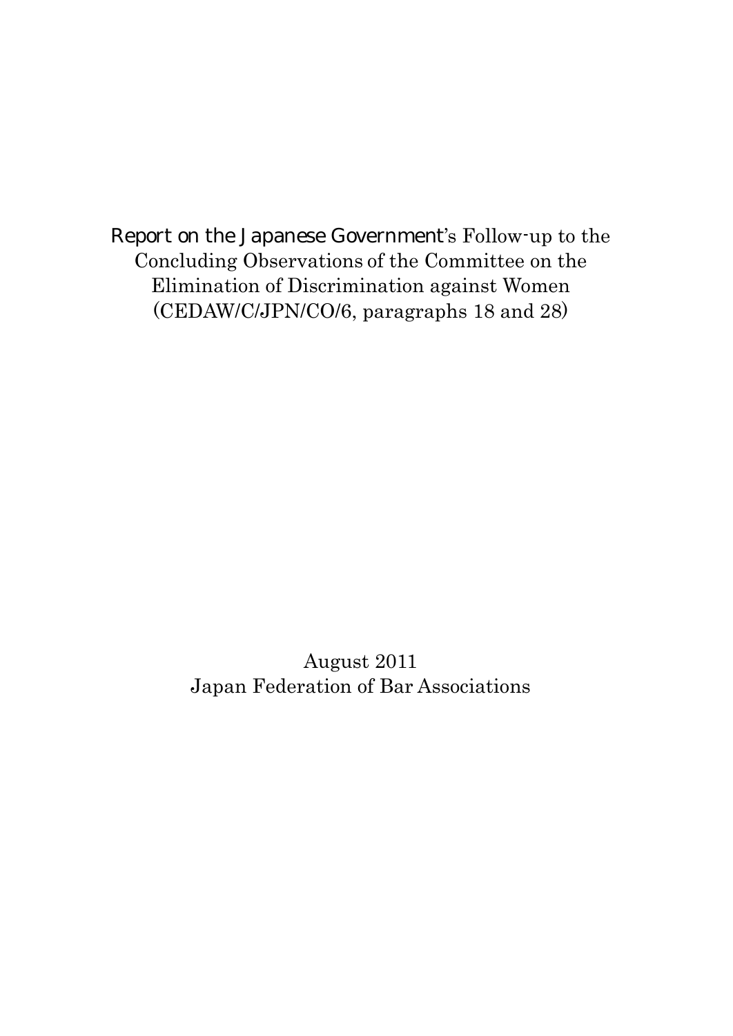# Report on the Japanese Government's Follow-up to the Concluding Observations of the Committee on the Elimination of Discrimination against Women (CEDAW/C/JPN/CO/6, paragraphs 18 and 28)

August 2011

Japan Federation of Bar Associations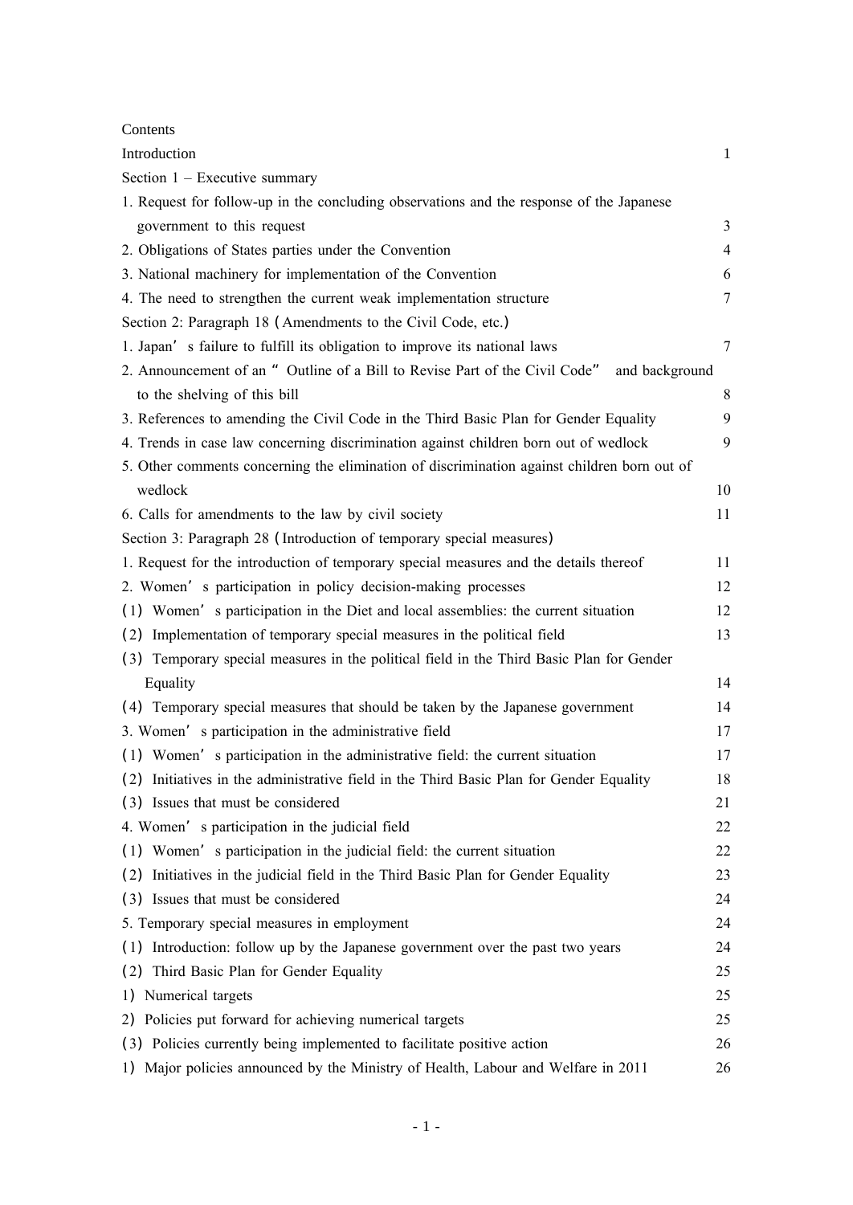Contents

| | |
|---|---|
| Introduction | 1 |
| Section 1 – Executive summary | |
| 1. Request for follow-up in the concluding observations and the response of the Japanese government to this request | 3 |
| 2. Obligations of States parties under the Convention | 4 |
| 3. National machinery for implementation of the Convention | 6 |
| 4. The need to strengthen the current weak implementation structure | 7 |
| Section 2: Paragraph 18（Amendments to the Civil Code, etc.） | |
| 1. Japan’s failure to fulfill its obligation to improve its national laws | 7 |
| 2. Announcement of an “Outline of a Bill to Revise Part of the Civil Code” and background to the shelving of this bill | 8 |
| 3. References to amending the Civil Code in the Third Basic Plan for Gender Equality | 9 |
| 4. Trends in case law concerning discrimination against children born out of wedlock | 9 |
| 5. Other comments concerning the elimination of discrimination against children born out of wedlock | 10 |
| 6. Calls for amendments to the law by civil society | 11 |
| Section 3: Paragraph 28（Introduction of temporary special measures） | |
| 1. Request for the introduction of temporary special measures and the details thereof | 11 |
| 2. Women’s participation in policy decision-making processes | 12 |
| (1) Women’s participation in the Diet and local assemblies: the current situation | 12 |
| (2) Implementation of temporary special measures in the political field | 13 |
| (3) Temporary special measures in the political field in the Third Basic Plan for Gender Equality | 14 |
| (4) Temporary special measures that should be taken by the Japanese government | 14 |
| 3. Women’s participation in the administrative field | 17 |
| (1) Women’s participation in the administrative field: the current situation | 17 |
| (2) Initiatives in the administrative field in the Third Basic Plan for Gender Equality | 18 |
| (3) Issues that must be considered | 21 |
| 4. Women’s participation in the judicial field | 22 |
| (1) Women’s participation in the judicial field: the current situation | 22 |
| (2) Initiatives in the judicial field in the Third Basic Plan for Gender Equality | 23 |
| (3) Issues that must be considered | 24 |
| 5. Temporary special measures in employment | 24 |
| (1) Introduction: follow up by the Japanese government over the past two years | 24 |
| (2) Third Basic Plan for Gender Equality | 25 |
| 1) Numerical targets | 25 |
| 2) Policies put forward for achieving numerical targets | 25 |
| (3) Policies currently being implemented to facilitate positive action | 26 |
| 1) Major policies announced by the Ministry of Health, Labour and Welfare in 2011 | 26 |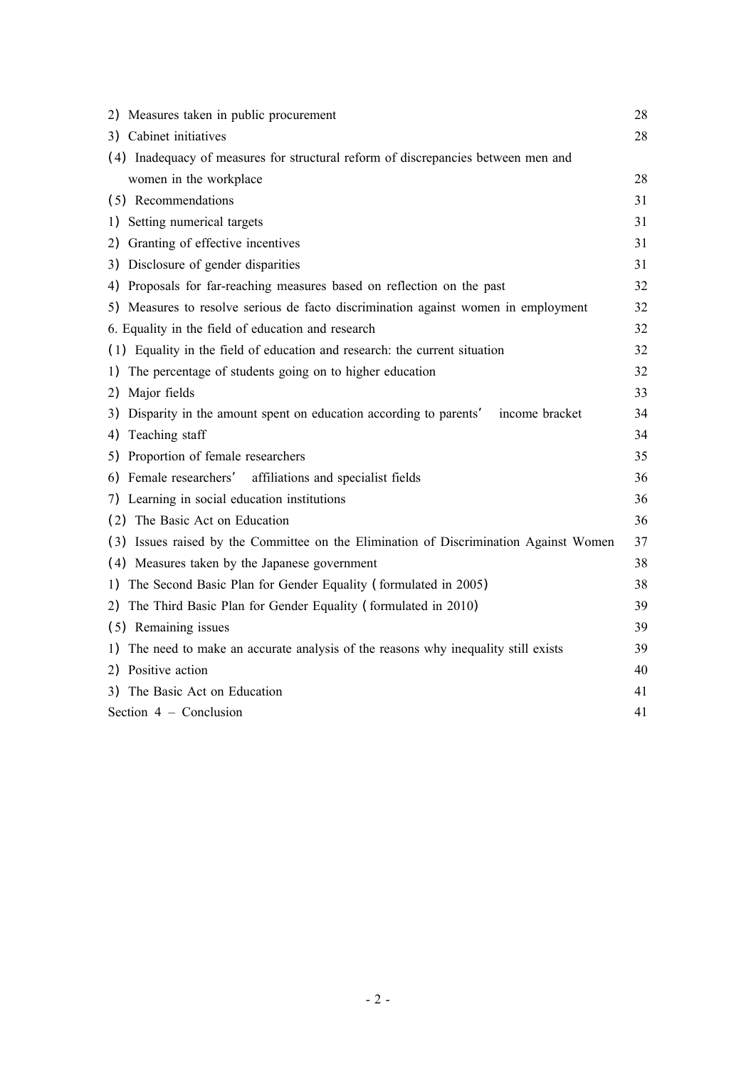2) Measures taken in public procurement 28

3) Cabinet initiatives 28

(4) Inadequacy of measures for structural reform of discrepancies between men and women in the workplace 28

(5) Recommendations 31

1) Setting numerical targets 31

2) Granting of effective incentives 31

3) Disclosure of gender disparities 31

4) Proposals for far-reaching measures based on reflection on the past 32

5) Measures to resolve serious de facto discrimination against women in employment 32

6. Equality in the field of education and research 32

(1) Equality in the field of education and research: the current situation 32

1) The percentage of students going on to higher education 32

2) Major fields 33

3) Disparity in the amount spent on education according to parents' income bracket 34

4) Teaching staff 34

5) Proportion of female researchers 35

6) Female researchers' affiliations and specialist fields 36

7) Learning in social education institutions 36

(2) The Basic Act on Education 36

(3) Issues raised by the Committee on the Elimination of Discrimination Against Women 37

(4) Measures taken by the Japanese government 38

1) The Second Basic Plan for Gender Equality (formulated in 2005) 38

2) The Third Basic Plan for Gender Equality (formulated in 2010) 39

(5) Remaining issues 39

1) The need to make an accurate analysis of the reasons why inequality still exists 39

2) Positive action 40

3) The Basic Act on Education 41

Section 4 – Conclusion 41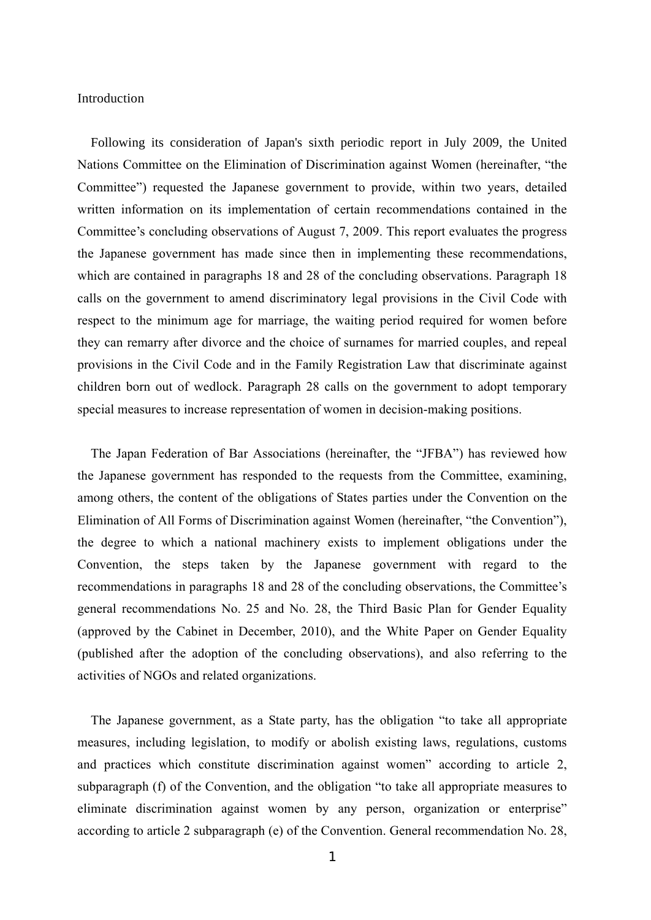## Introduction

Following its consideration of Japan's sixth periodic report in July 2009, the United Nations Committee on the Elimination of Discrimination against Women (hereinafter, "the Committee") requested the Japanese government to provide, within two years, detailed written information on its implementation of certain recommendations contained in the Committee's concluding observations of August 7, 2009. This report evaluates the progress the Japanese government has made since then in implementing these recommendations, which are contained in paragraphs 18 and 28 of the concluding observations. Paragraph 18 calls on the government to amend discriminatory legal provisions in the Civil Code with respect to the minimum age for marriage, the waiting period required for women before they can remarry after divorce and the choice of surnames for married couples, and repeal provisions in the Civil Code and in the Family Registration Law that discriminate against children born out of wedlock. Paragraph 28 calls on the government to adopt temporary special measures to increase representation of women in decision-making positions.

The Japan Federation of Bar Associations (hereinafter, the "JFBA") has reviewed how the Japanese government has responded to the requests from the Committee, examining, among others, the content of the obligations of States parties under the Convention on the Elimination of All Forms of Discrimination against Women (hereinafter, "the Convention"), the degree to which a national machinery exists to implement obligations under the Convention, the steps taken by the Japanese government with regard to the recommendations in paragraphs 18 and 28 of the concluding observations, the Committee's general recommendations No. 25 and No. 28, the Third Basic Plan for Gender Equality (approved by the Cabinet in December, 2010), and the White Paper on Gender Equality (published after the adoption of the concluding observations), and also referring to the activities of NGOs and related organizations.

The Japanese government, as a State party, has the obligation "to take all appropriate measures, including legislation, to modify or abolish existing laws, regulations, customs and practices which constitute discrimination against women" according to article 2, subparagraph (f) of the Convention, and the obligation "to take all appropriate measures to eliminate discrimination against women by any person, organization or enterprise" according to article 2 subparagraph (e) of the Convention. General recommendation No. 28,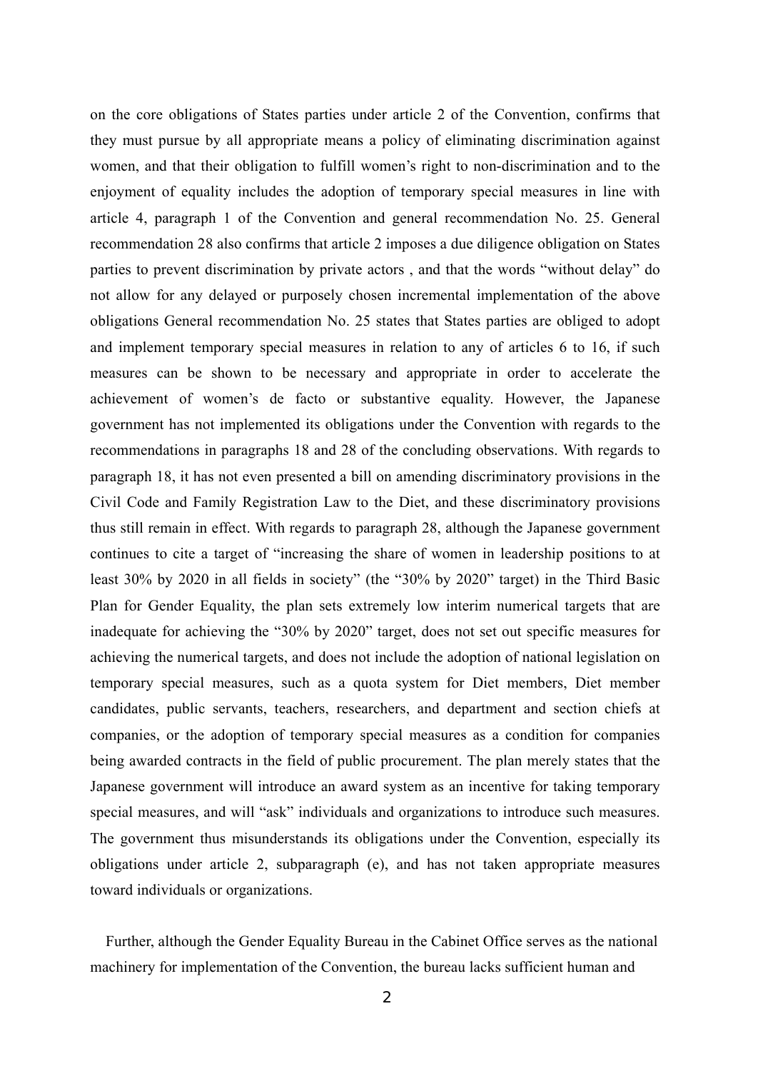on the core obligations of States parties under article 2 of the Convention, confirms that they must pursue by all appropriate means a policy of eliminating discrimination against women, and that their obligation to fulfill women's right to non-discrimination and to the enjoyment of equality includes the adoption of temporary special measures in line with article 4, paragraph 1 of the Convention and general recommendation No. 25. General recommendation 28 also confirms that article 2 imposes a due diligence obligation on States parties to prevent discrimination by private actors , and that the words "without delay" do not allow for any delayed or purposely chosen incremental implementation of the above obligations General recommendation No. 25 states that States parties are obliged to adopt and implement temporary special measures in relation to any of articles 6 to 16, if such measures can be shown to be necessary and appropriate in order to accelerate the achievement of women's de facto or substantive equality. However, the Japanese government has not implemented its obligations under the Convention with regards to the recommendations in paragraphs 18 and 28 of the concluding observations. With regards to paragraph 18, it has not even presented a bill on amending discriminatory provisions in the Civil Code and Family Registration Law to the Diet, and these discriminatory provisions thus still remain in effect. With regards to paragraph 28, although the Japanese government continues to cite a target of "increasing the share of women in leadership positions to at least 30% by 2020 in all fields in society" (the "30% by 2020" target) in the Third Basic Plan for Gender Equality, the plan sets extremely low interim numerical targets that are inadequate for achieving the "30% by 2020" target, does not set out specific measures for achieving the numerical targets, and does not include the adoption of national legislation on temporary special measures, such as a quota system for Diet members, Diet member candidates, public servants, teachers, researchers, and department and section chiefs at companies, or the adoption of temporary special measures as a condition for companies being awarded contracts in the field of public procurement. The plan merely states that the Japanese government will introduce an award system as an incentive for taking temporary special measures, and will "ask" individuals and organizations to introduce such measures. The government thus misunderstands its obligations under the Convention, especially its obligations under article 2, subparagraph (e), and has not taken appropriate measures toward individuals or organizations.

Further, although the Gender Equality Bureau in the Cabinet Office serves as the national machinery for implementation of the Convention, the bureau lacks sufficient human and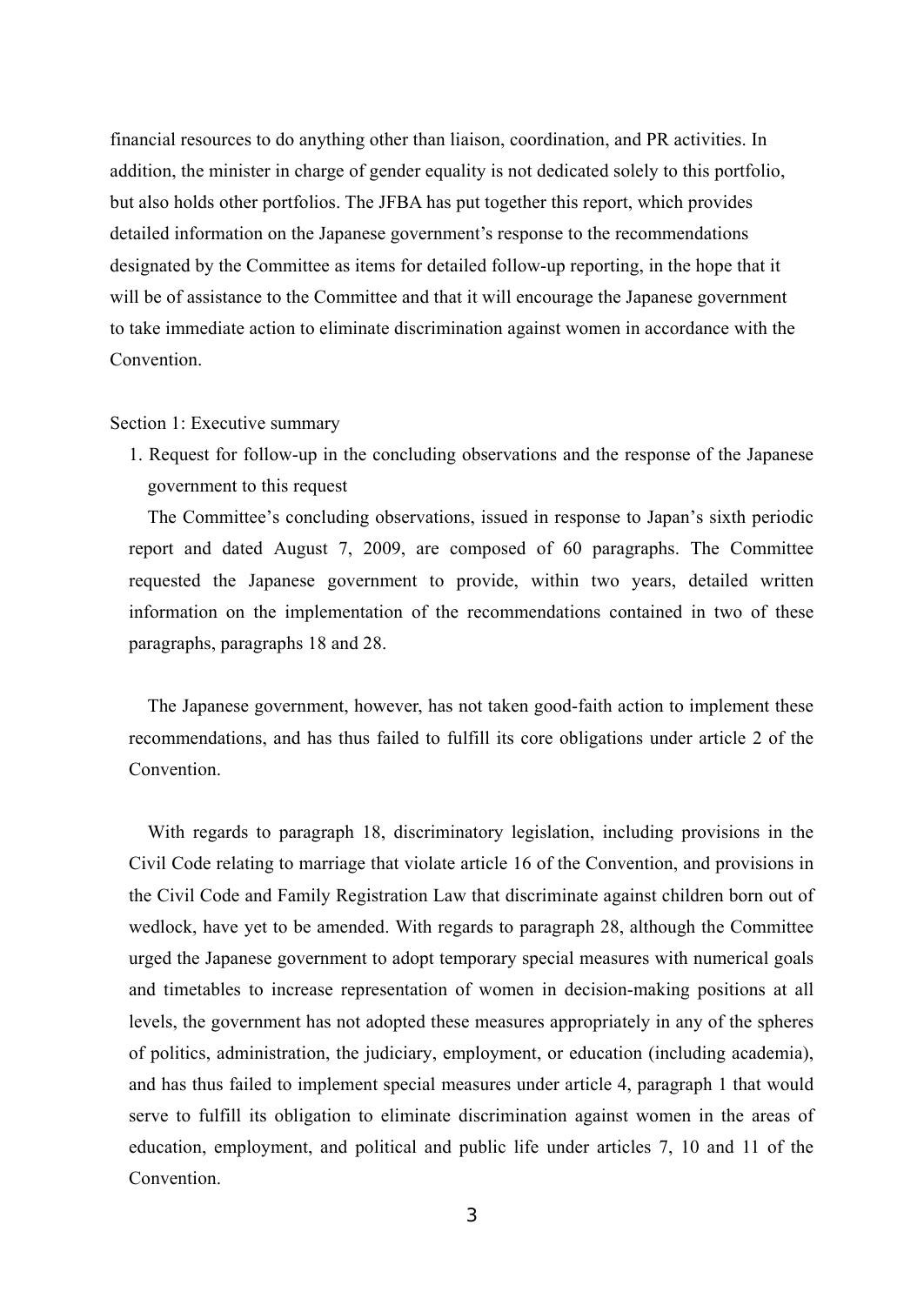financial resources to do anything other than liaison, coordination, and PR activities. In addition, the minister in charge of gender equality is not dedicated solely to this portfolio, but also holds other portfolios. The JFBA has put together this report, which provides detailed information on the Japanese government's response to the recommendations designated by the Committee as items for detailed follow-up reporting, in the hope that it will be of assistance to the Committee and that it will encourage the Japanese government to take immediate action to eliminate discrimination against women in accordance with the Convention.

## Section 1: Executive summary

1. Request for follow-up in the concluding observations and the response of the Japanese government to this request

The Committee's concluding observations, issued in response to Japan's sixth periodic report and dated August 7, 2009, are composed of 60 paragraphs. The Committee requested the Japanese government to provide, within two years, detailed written information on the implementation of the recommendations contained in two of these paragraphs, paragraphs 18 and 28.

The Japanese government, however, has not taken good-faith action to implement these recommendations, and has thus failed to fulfill its core obligations under article 2 of the Convention.

With regards to paragraph 18, discriminatory legislation, including provisions in the Civil Code relating to marriage that violate article 16 of the Convention, and provisions in the Civil Code and Family Registration Law that discriminate against children born out of wedlock, have yet to be amended. With regards to paragraph 28, although the Committee urged the Japanese government to adopt temporary special measures with numerical goals and timetables to increase representation of women in decision-making positions at all levels, the government has not adopted these measures appropriately in any of the spheres of politics, administration, the judiciary, employment, or education (including academia), and has thus failed to implement special measures under article 4, paragraph 1 that would serve to fulfill its obligation to eliminate discrimination against women in the areas of education, employment, and political and public life under articles 7, 10 and 11 of the Convention.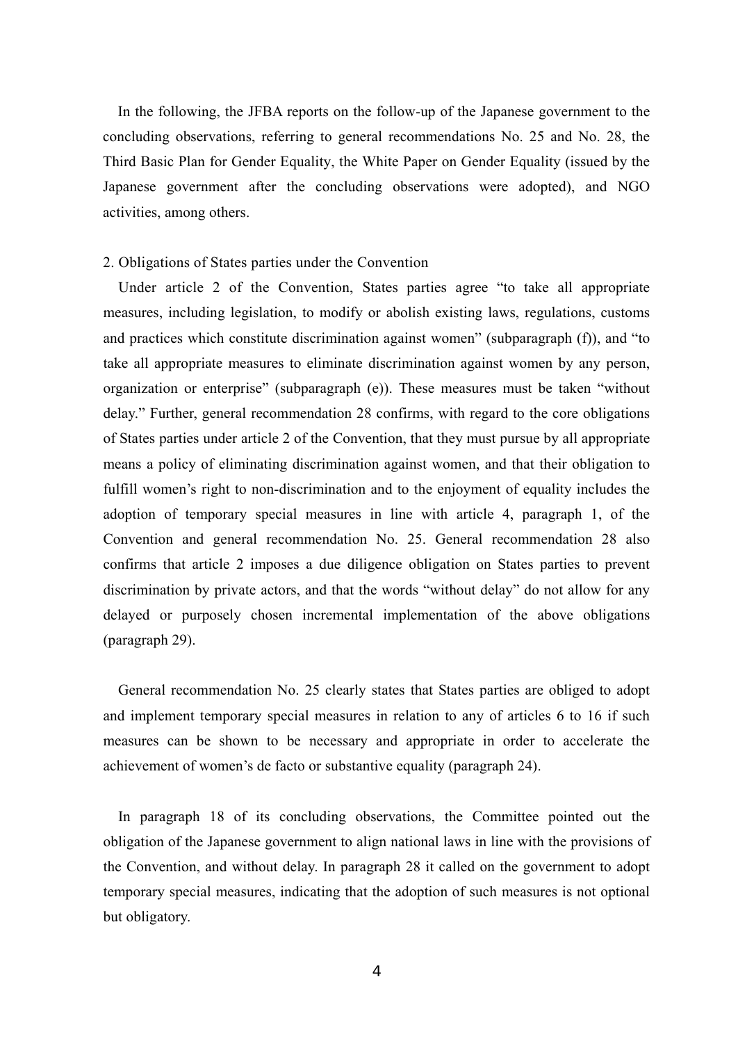In the following, the JFBA reports on the follow-up of the Japanese government to the concluding observations, referring to general recommendations No. 25 and No. 28, the Third Basic Plan for Gender Equality, the White Paper on Gender Equality (issued by the Japanese government after the concluding observations were adopted), and NGO activities, among others.

## 2. Obligations of States parties under the Convention

Under article 2 of the Convention, States parties agree "to take all appropriate measures, including legislation, to modify or abolish existing laws, regulations, customs and practices which constitute discrimination against women" (subparagraph (f)), and "to take all appropriate measures to eliminate discrimination against women by any person, organization or enterprise" (subparagraph (e)). These measures must be taken "without delay." Further, general recommendation 28 confirms, with regard to the core obligations of States parties under article 2 of the Convention, that they must pursue by all appropriate means a policy of eliminating discrimination against women, and that their obligation to fulfill women's right to non-discrimination and to the enjoyment of equality includes the adoption of temporary special measures in line with article 4, paragraph 1, of the Convention and general recommendation No. 25. General recommendation 28 also confirms that article 2 imposes a due diligence obligation on States parties to prevent discrimination by private actors, and that the words "without delay" do not allow for any delayed or purposely chosen incremental implementation of the above obligations (paragraph 29).

General recommendation No. 25 clearly states that States parties are obliged to adopt and implement temporary special measures in relation to any of articles 6 to 16 if such measures can be shown to be necessary and appropriate in order to accelerate the achievement of women's de facto or substantive equality (paragraph 24).

In paragraph 18 of its concluding observations, the Committee pointed out the obligation of the Japanese government to align national laws in line with the provisions of the Convention, and without delay. In paragraph 28 it called on the government to adopt temporary special measures, indicating that the adoption of such measures is not optional but obligatory.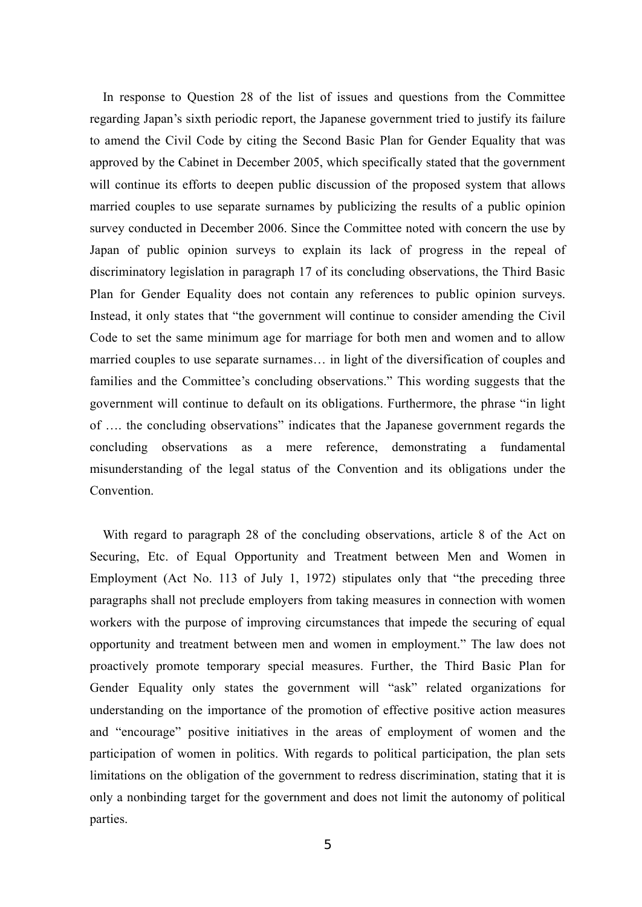In response to Question 28 of the list of issues and questions from the Committee regarding Japan's sixth periodic report, the Japanese government tried to justify its failure to amend the Civil Code by citing the Second Basic Plan for Gender Equality that was approved by the Cabinet in December 2005, which specifically stated that the government will continue its efforts to deepen public discussion of the proposed system that allows married couples to use separate surnames by publicizing the results of a public opinion survey conducted in December 2006. Since the Committee noted with concern the use by Japan of public opinion surveys to explain its lack of progress in the repeal of discriminatory legislation in paragraph 17 of its concluding observations, the Third Basic Plan for Gender Equality does not contain any references to public opinion surveys. Instead, it only states that "the government will continue to consider amending the Civil Code to set the same minimum age for marriage for both men and women and to allow married couples to use separate surnames… in light of the diversification of couples and families and the Committee's concluding observations." This wording suggests that the government will continue to default on its obligations. Furthermore, the phrase "in light of …. the concluding observations" indicates that the Japanese government regards the concluding observations as a mere reference, demonstrating a fundamental misunderstanding of the legal status of the Convention and its obligations under the Convention.

With regard to paragraph 28 of the concluding observations, article 8 of the Act on Securing, Etc. of Equal Opportunity and Treatment between Men and Women in Employment (Act No. 113 of July 1, 1972) stipulates only that "the preceding three paragraphs shall not preclude employers from taking measures in connection with women workers with the purpose of improving circumstances that impede the securing of equal opportunity and treatment between men and women in employment." The law does not proactively promote temporary special measures. Further, the Third Basic Plan for Gender Equality only states the government will "ask" related organizations for understanding on the importance of the promotion of effective positive action measures and "encourage" positive initiatives in the areas of employment of women and the participation of women in politics. With regards to political participation, the plan sets limitations on the obligation of the government to redress discrimination, stating that it is only a nonbinding target for the government and does not limit the autonomy of political parties.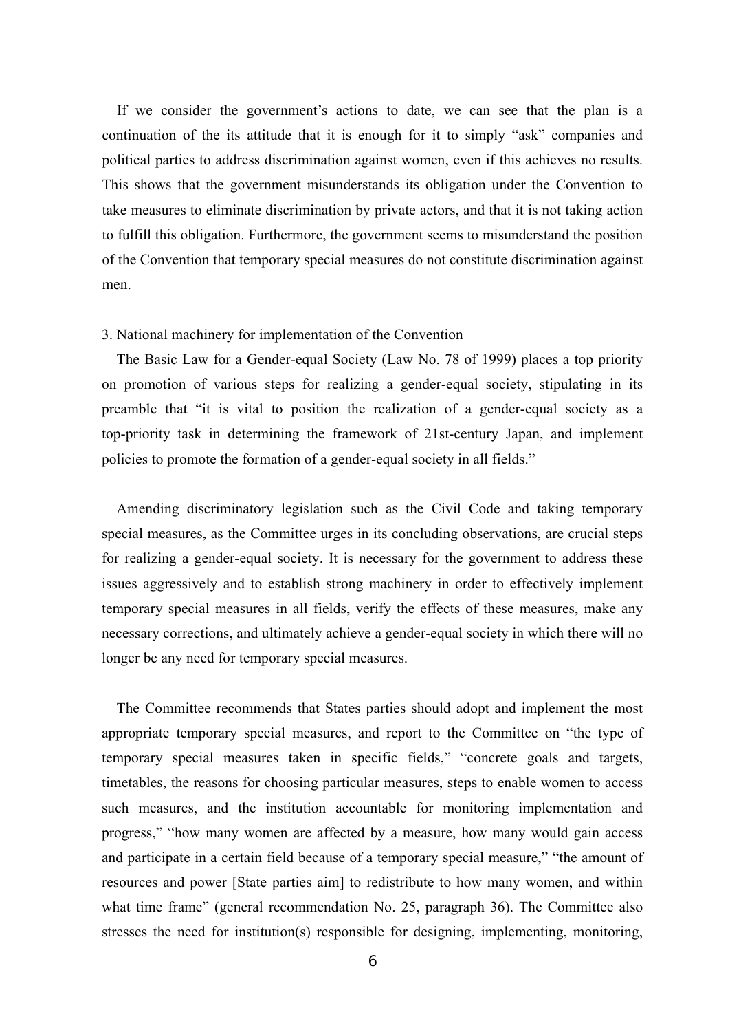If we consider the government's actions to date, we can see that the plan is a continuation of the its attitude that it is enough for it to simply "ask" companies and political parties to address discrimination against women, even if this achieves no results. This shows that the government misunderstands its obligation under the Convention to take measures to eliminate discrimination by private actors, and that it is not taking action to fulfill this obligation. Furthermore, the government seems to misunderstand the position of the Convention that temporary special measures do not constitute discrimination against men.

### 3. National machinery for implementation of the Convention

The Basic Law for a Gender-equal Society (Law No. 78 of 1999) places a top priority on promotion of various steps for realizing a gender-equal society, stipulating in its preamble that "it is vital to position the realization of a gender-equal society as a top-priority task in determining the framework of 21st-century Japan, and implement policies to promote the formation of a gender-equal society in all fields."

Amending discriminatory legislation such as the Civil Code and taking temporary special measures, as the Committee urges in its concluding observations, are crucial steps for realizing a gender-equal society. It is necessary for the government to address these issues aggressively and to establish strong machinery in order to effectively implement temporary special measures in all fields, verify the effects of these measures, make any necessary corrections, and ultimately achieve a gender-equal society in which there will no longer be any need for temporary special measures.

The Committee recommends that States parties should adopt and implement the most appropriate temporary special measures, and report to the Committee on "the type of temporary special measures taken in specific fields," "concrete goals and targets, timetables, the reasons for choosing particular measures, steps to enable women to access such measures, and the institution accountable for monitoring implementation and progress," "how many women are affected by a measure, how many would gain access and participate in a certain field because of a temporary special measure," "the amount of resources and power [State parties aim] to redistribute to how many women, and within what time frame" (general recommendation No. 25, paragraph 36). The Committee also stresses the need for institution(s) responsible for designing, implementing, monitoring,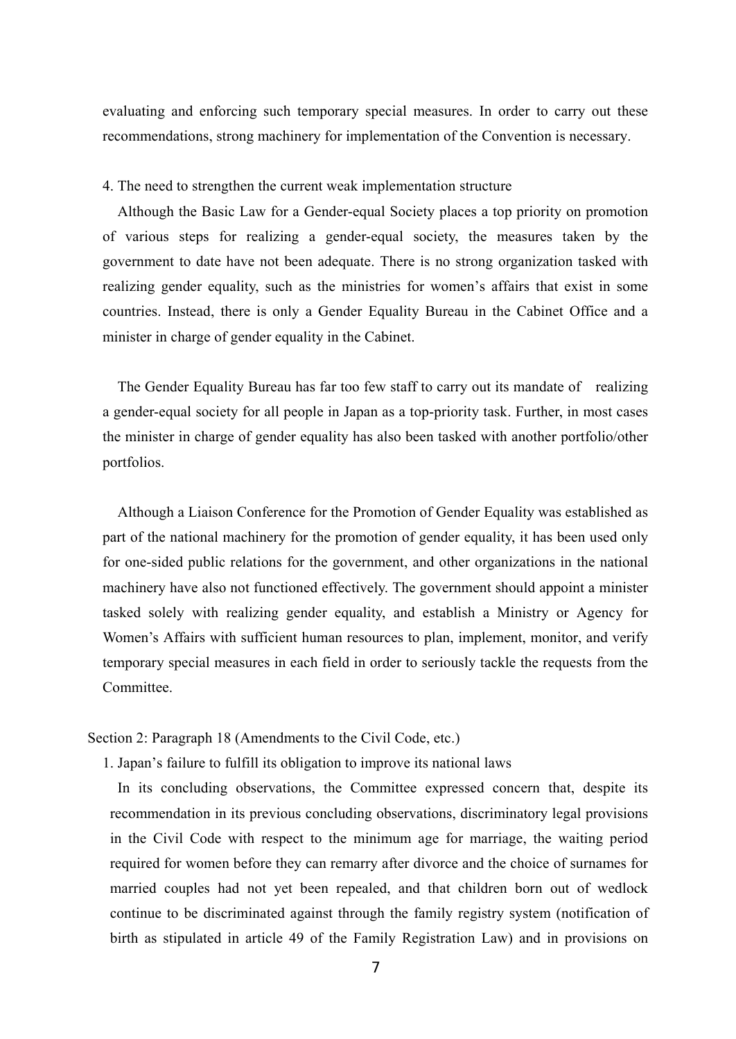evaluating and enforcing such temporary special measures. In order to carry out these recommendations, strong machinery for implementation of the Convention is necessary.

4. The need to strengthen the current weak implementation structure

Although the Basic Law for a Gender-equal Society places a top priority on promotion of various steps for realizing a gender-equal society, the measures taken by the government to date have not been adequate. There is no strong organization tasked with realizing gender equality, such as the ministries for women's affairs that exist in some countries. Instead, there is only a Gender Equality Bureau in the Cabinet Office and a minister in charge of gender equality in the Cabinet.

The Gender Equality Bureau has far too few staff to carry out its mandate of realizing a gender-equal society for all people in Japan as a top-priority task. Further, in most cases the minister in charge of gender equality has also been tasked with another portfolio/other portfolios.

Although a Liaison Conference for the Promotion of Gender Equality was established as part of the national machinery for the promotion of gender equality, it has been used only for one-sided public relations for the government, and other organizations in the national machinery have also not functioned effectively. The government should appoint a minister tasked solely with realizing gender equality, and establish a Ministry or Agency for Women's Affairs with sufficient human resources to plan, implement, monitor, and verify temporary special measures in each field in order to seriously tackle the requests from the Committee.

Section 2: Paragraph 18 (Amendments to the Civil Code, etc.)

1. Japan's failure to fulfill its obligation to improve its national laws

In its concluding observations, the Committee expressed concern that, despite its recommendation in its previous concluding observations, discriminatory legal provisions in the Civil Code with respect to the minimum age for marriage, the waiting period required for women before they can remarry after divorce and the choice of surnames for married couples had not yet been repealed, and that children born out of wedlock continue to be discriminated against through the family registry system (notification of birth as stipulated in article 49 of the Family Registration Law) and in provisions on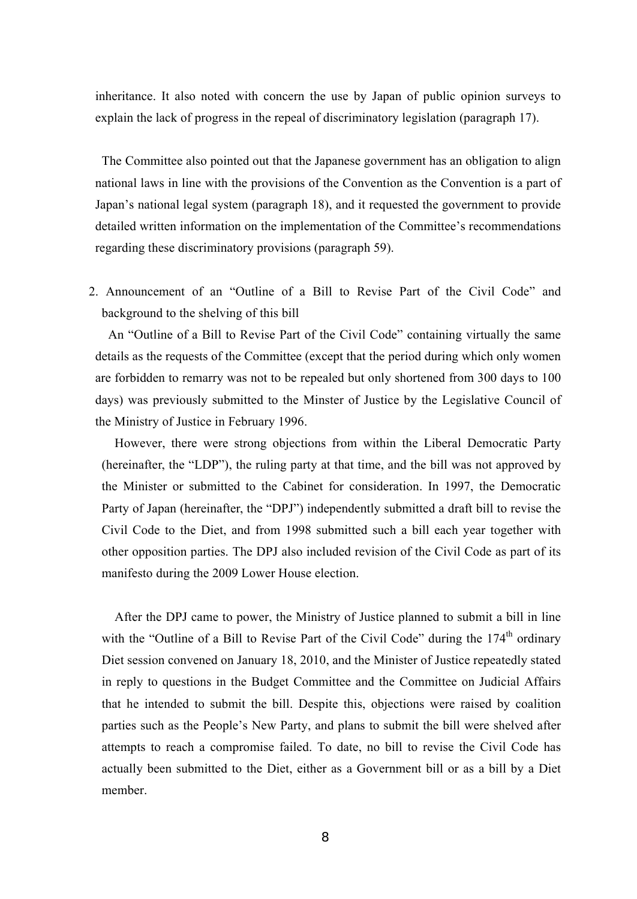inheritance. It also noted with concern the use by Japan of public opinion surveys to explain the lack of progress in the repeal of discriminatory legislation (paragraph 17).

The Committee also pointed out that the Japanese government has an obligation to align national laws in line with the provisions of the Convention as the Convention is a part of Japan's national legal system (paragraph 18), and it requested the government to provide detailed written information on the implementation of the Committee's recommendations regarding these discriminatory provisions (paragraph 59).

## 2. Announcement of an "Outline of a Bill to Revise Part of the Civil Code" and background to the shelving of this bill

An "Outline of a Bill to Revise Part of the Civil Code" containing virtually the same details as the requests of the Committee (except that the period during which only women are forbidden to remarry was not to be repealed but only shortened from 300 days to 100 days) was previously submitted to the Minster of Justice by the Legislative Council of the Ministry of Justice in February 1996.

However, there were strong objections from within the Liberal Democratic Party (hereinafter, the "LDP"), the ruling party at that time, and the bill was not approved by the Minister or submitted to the Cabinet for consideration. In 1997, the Democratic Party of Japan (hereinafter, the "DPJ") independently submitted a draft bill to revise the Civil Code to the Diet, and from 1998 submitted such a bill each year together with other opposition parties. The DPJ also included revision of the Civil Code as part of its manifesto during the 2009 Lower House election.

After the DPJ came to power, the Ministry of Justice planned to submit a bill in line with the "Outline of a Bill to Revise Part of the Civil Code" during the 174th ordinary Diet session convened on January 18, 2010, and the Minister of Justice repeatedly stated in reply to questions in the Budget Committee and the Committee on Judicial Affairs that he intended to submit the bill. Despite this, objections were raised by coalition parties such as the People's New Party, and plans to submit the bill were shelved after attempts to reach a compromise failed. To date, no bill to revise the Civil Code has actually been submitted to the Diet, either as a Government bill or as a bill by a Diet member.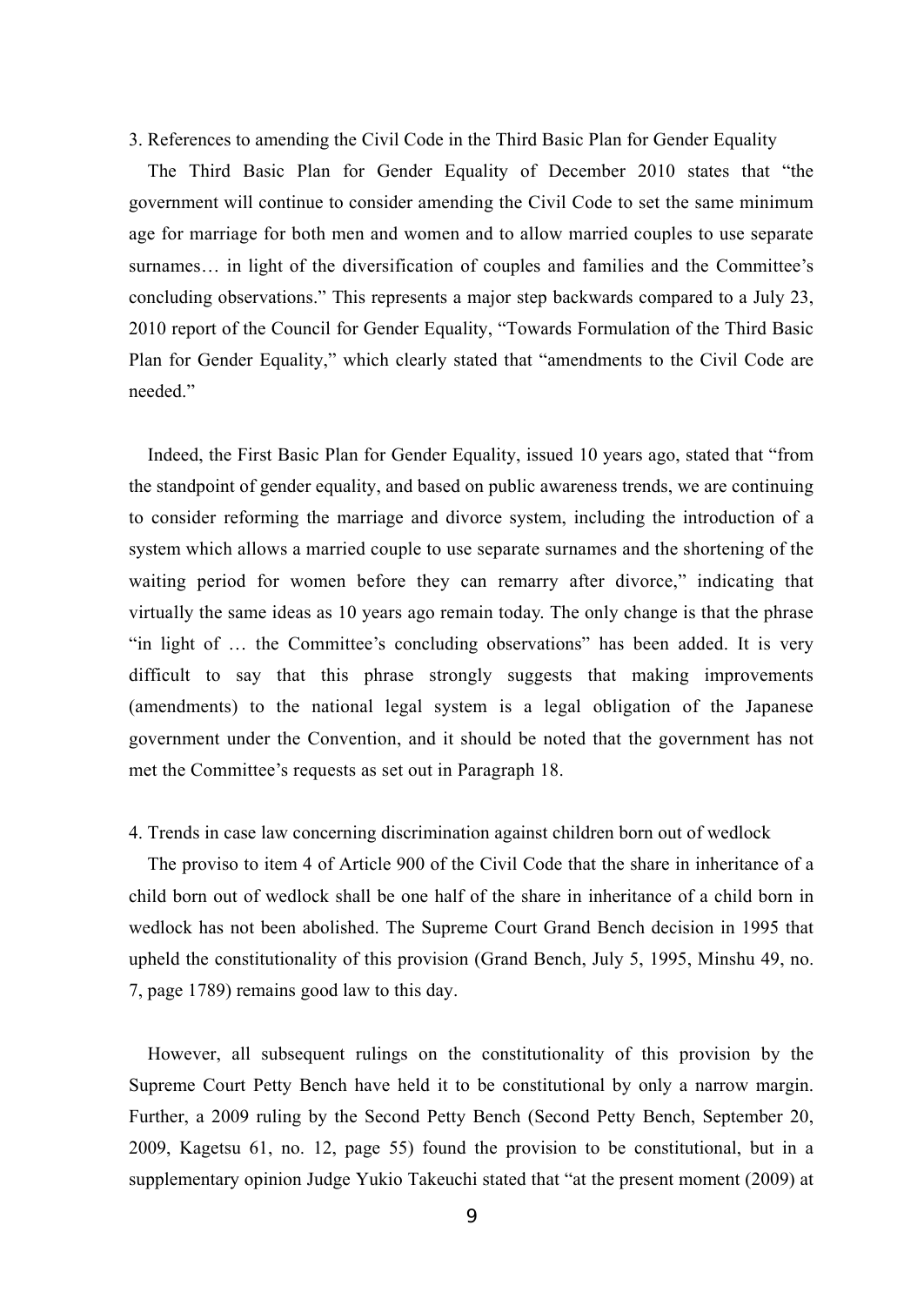### 3. References to amending the Civil Code in the Third Basic Plan for Gender Equality

The Third Basic Plan for Gender Equality of December 2010 states that "the government will continue to consider amending the Civil Code to set the same minimum age for marriage for both men and women and to allow married couples to use separate surnames… in light of the diversification of couples and families and the Committee's concluding observations." This represents a major step backwards compared to a July 23, 2010 report of the Council for Gender Equality, "Towards Formulation of the Third Basic Plan for Gender Equality," which clearly stated that "amendments to the Civil Code are needed."

Indeed, the First Basic Plan for Gender Equality, issued 10 years ago, stated that "from the standpoint of gender equality, and based on public awareness trends, we are continuing to consider reforming the marriage and divorce system, including the introduction of a system which allows a married couple to use separate surnames and the shortening of the waiting period for women before they can remarry after divorce," indicating that virtually the same ideas as 10 years ago remain today. The only change is that the phrase "in light of … the Committee's concluding observations" has been added. It is very difficult to say that this phrase strongly suggests that making improvements (amendments) to the national legal system is a legal obligation of the Japanese government under the Convention, and it should be noted that the government has not met the Committee's requests as set out in Paragraph 18.

### 4. Trends in case law concerning discrimination against children born out of wedlock

The proviso to item 4 of Article 900 of the Civil Code that the share in inheritance of a child born out of wedlock shall be one half of the share in inheritance of a child born in wedlock has not been abolished. The Supreme Court Grand Bench decision in 1995 that upheld the constitutionality of this provision (Grand Bench, July 5, 1995, Minshu 49, no. 7, page 1789) remains good law to this day.

However, all subsequent rulings on the constitutionality of this provision by the Supreme Court Petty Bench have held it to be constitutional by only a narrow margin. Further, a 2009 ruling by the Second Petty Bench (Second Petty Bench, September 20, 2009, Kagetsu 61, no. 12, page 55) found the provision to be constitutional, but in a supplementary opinion Judge Yukio Takeuchi stated that "at the present moment (2009) at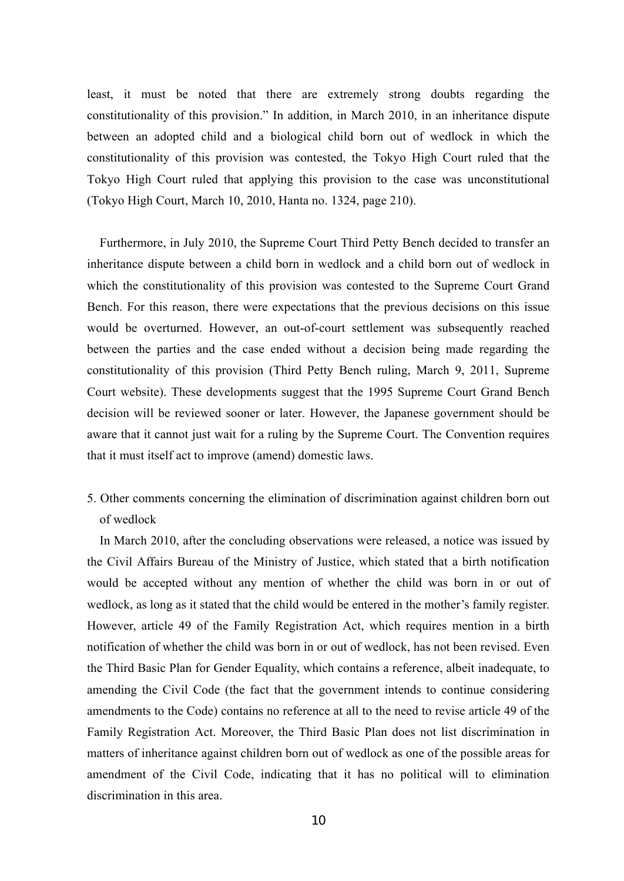least, it must be noted that there are extremely strong doubts regarding the constitutionality of this provision." In addition, in March 2010, in an inheritance dispute between an adopted child and a biological child born out of wedlock in which the constitutionality of this provision was contested, the Tokyo High Court ruled that the Tokyo High Court ruled that applying this provision to the case was unconstitutional (Tokyo High Court, March 10, 2010, Hanta no. 1324, page 210).

Furthermore, in July 2010, the Supreme Court Third Petty Bench decided to transfer an inheritance dispute between a child born in wedlock and a child born out of wedlock in which the constitutionality of this provision was contested to the Supreme Court Grand Bench. For this reason, there were expectations that the previous decisions on this issue would be overturned. However, an out-of-court settlement was subsequently reached between the parties and the case ended without a decision being made regarding the constitutionality of this provision (Third Petty Bench ruling, March 9, 2011, Supreme Court website). These developments suggest that the 1995 Supreme Court Grand Bench decision will be reviewed sooner or later. However, the Japanese government should be aware that it cannot just wait for a ruling by the Supreme Court. The Convention requires that it must itself act to improve (amend) domestic laws.

5. Other comments concerning the elimination of discrimination against children born out of wedlock

In March 2010, after the concluding observations were released, a notice was issued by the Civil Affairs Bureau of the Ministry of Justice, which stated that a birth notification would be accepted without any mention of whether the child was born in or out of wedlock, as long as it stated that the child would be entered in the mother's family register. However, article 49 of the Family Registration Act, which requires mention in a birth notification of whether the child was born in or out of wedlock, has not been revised. Even the Third Basic Plan for Gender Equality, which contains a reference, albeit inadequate, to amending the Civil Code (the fact that the government intends to continue considering amendments to the Code) contains no reference at all to the need to revise article 49 of the Family Registration Act. Moreover, the Third Basic Plan does not list discrimination in matters of inheritance against children born out of wedlock as one of the possible areas for amendment of the Civil Code, indicating that it has no political will to elimination discrimination in this area.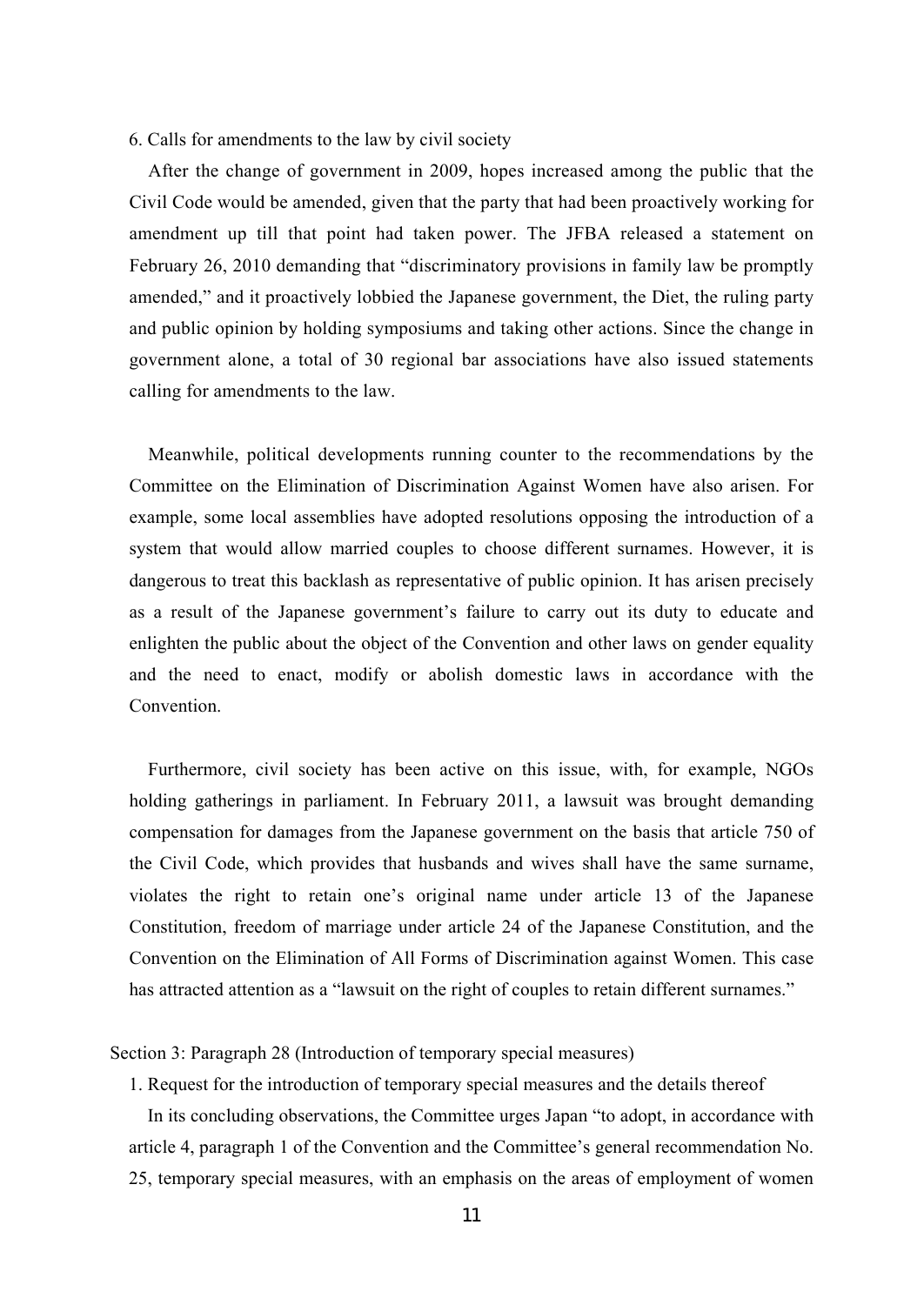6. Calls for amendments to the law by civil society

After the change of government in 2009, hopes increased among the public that the Civil Code would be amended, given that the party that had been proactively working for amendment up till that point had taken power. The JFBA released a statement on February 26, 2010 demanding that "discriminatory provisions in family law be promptly amended," and it proactively lobbied the Japanese government, the Diet, the ruling party and public opinion by holding symposiums and taking other actions. Since the change in government alone, a total of 30 regional bar associations have also issued statements calling for amendments to the law.

Meanwhile, political developments running counter to the recommendations by the Committee on the Elimination of Discrimination Against Women have also arisen. For example, some local assemblies have adopted resolutions opposing the introduction of a system that would allow married couples to choose different surnames. However, it is dangerous to treat this backlash as representative of public opinion. It has arisen precisely as a result of the Japanese government's failure to carry out its duty to educate and enlighten the public about the object of the Convention and other laws on gender equality and the need to enact, modify or abolish domestic laws in accordance with the Convention.

Furthermore, civil society has been active on this issue, with, for example, NGOs holding gatherings in parliament. In February 2011, a lawsuit was brought demanding compensation for damages from the Japanese government on the basis that article 750 of the Civil Code, which provides that husbands and wives shall have the same surname, violates the right to retain one's original name under article 13 of the Japanese Constitution, freedom of marriage under article 24 of the Japanese Constitution, and the Convention on the Elimination of All Forms of Discrimination against Women. This case has attracted attention as a "lawsuit on the right of couples to retain different surnames."

## Section 3: Paragraph 28 (Introduction of temporary special measures)

1. Request for the introduction of temporary special measures and the details thereof

In its concluding observations, the Committee urges Japan "to adopt, in accordance with article 4, paragraph 1 of the Convention and the Committee's general recommendation No. 25, temporary special measures, with an emphasis on the areas of employment of women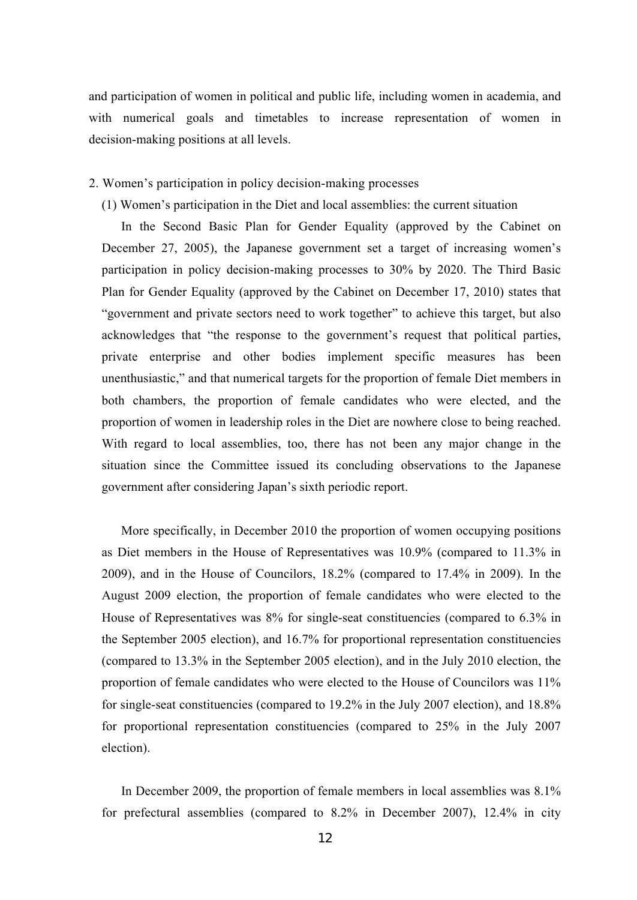and participation of women in political and public life, including women in academia, and with numerical goals and timetables to increase representation of women in decision-making positions at all levels.

## 2. Women's participation in policy decision-making processes

### (1) Women's participation in the Diet and local assemblies: the current situation

In the Second Basic Plan for Gender Equality (approved by the Cabinet on December 27, 2005), the Japanese government set a target of increasing women's participation in policy decision-making processes to 30% by 2020. The Third Basic Plan for Gender Equality (approved by the Cabinet on December 17, 2010) states that "government and private sectors need to work together" to achieve this target, but also acknowledges that "the response to the government's request that political parties, private enterprise and other bodies implement specific measures has been unenthusiastic," and that numerical targets for the proportion of female Diet members in both chambers, the proportion of female candidates who were elected, and the proportion of women in leadership roles in the Diet are nowhere close to being reached. With regard to local assemblies, too, there has not been any major change in the situation since the Committee issued its concluding observations to the Japanese government after considering Japan's sixth periodic report.

More specifically, in December 2010 the proportion of women occupying positions as Diet members in the House of Representatives was 10.9% (compared to 11.3% in 2009), and in the House of Councilors, 18.2% (compared to 17.4% in 2009). In the August 2009 election, the proportion of female candidates who were elected to the House of Representatives was 8% for single-seat constituencies (compared to 6.3% in the September 2005 election), and 16.7% for proportional representation constituencies (compared to 13.3% in the September 2005 election), and in the July 2010 election, the proportion of female candidates who were elected to the House of Councilors was 11% for single-seat constituencies (compared to 19.2% in the July 2007 election), and 18.8% for proportional representation constituencies (compared to 25% in the July 2007 election).

In December 2009, the proportion of female members in local assemblies was 8.1% for prefectural assemblies (compared to 8.2% in December 2007), 12.4% in city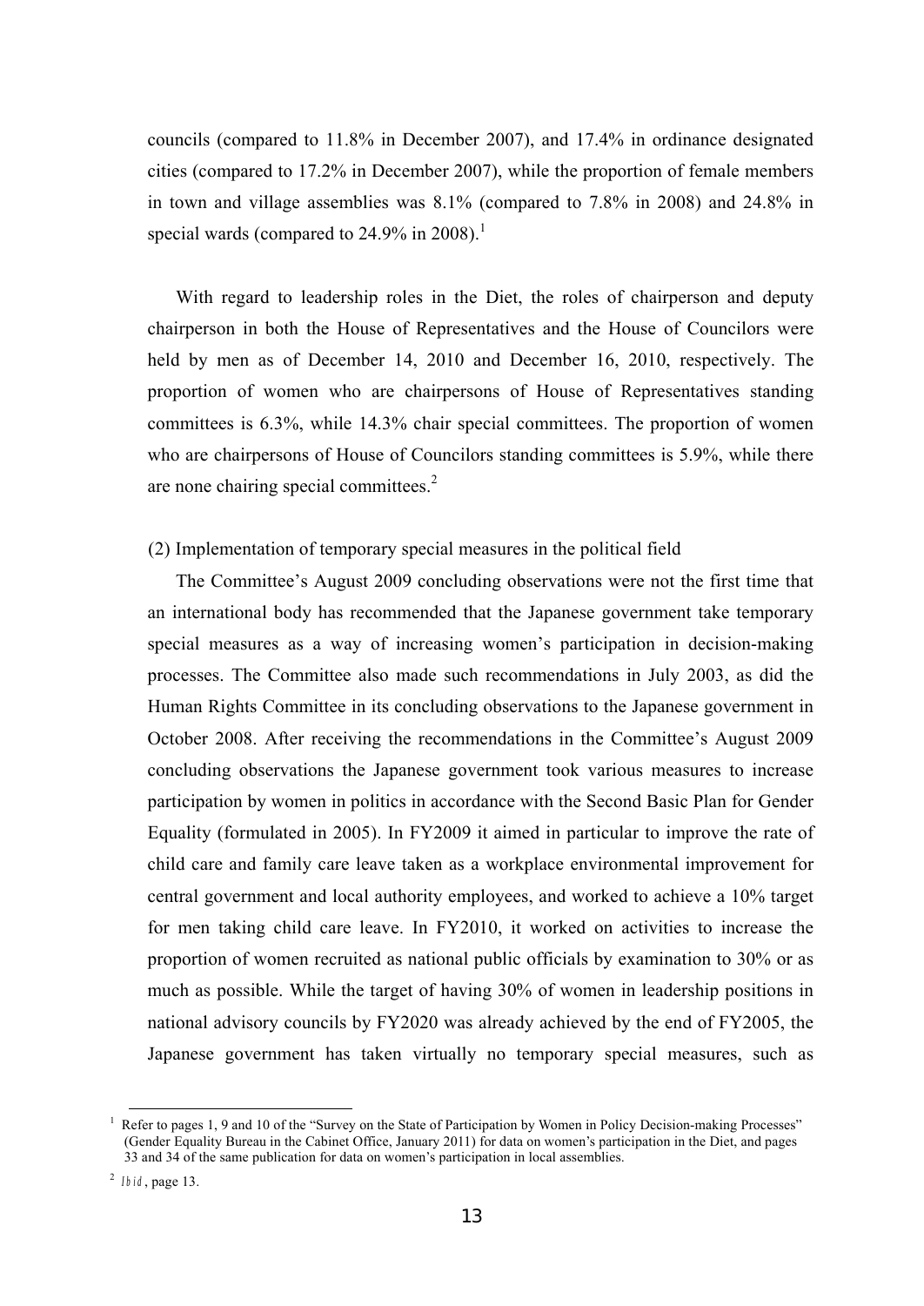councils (compared to 11.8% in December 2007), and 17.4% in ordinance designated cities (compared to 17.2% in December 2007), while the proportion of female members in town and village assemblies was 8.1% (compared to 7.8% in 2008) and 24.8% in special wards (compared to 24.9% in 2008).[1]

With regard to leadership roles in the Diet, the roles of chairperson and deputy chairperson in both the House of Representatives and the House of Councilors were held by men as of December 14, 2010 and December 16, 2010, respectively. The proportion of women who are chairpersons of House of Representatives standing committees is 6.3%, while 14.3% chair special committees. The proportion of women who are chairpersons of House of Councilors standing committees is 5.9%, while there are none chairing special committees.[2]

(2) Implementation of temporary special measures in the political field

The Committee's August 2009 concluding observations were not the first time that an international body has recommended that the Japanese government take temporary special measures as a way of increasing women's participation in decision-making processes. The Committee also made such recommendations in July 2003, as did the Human Rights Committee in its concluding observations to the Japanese government in October 2008. After receiving the recommendations in the Committee's August 2009 concluding observations the Japanese government took various measures to increase participation by women in politics in accordance with the Second Basic Plan for Gender Equality (formulated in 2005). In FY2009 it aimed in particular to improve the rate of child care and family care leave taken as a workplace environmental improvement for central government and local authority employees, and worked to achieve a 10% target for men taking child care leave. In FY2010, it worked on activities to increase the proportion of women recruited as national public officials by examination to 30% or as much as possible. While the target of having 30% of women in leadership positions in national advisory councils by FY2020 was already achieved by the end of FY2005, the Japanese government has taken virtually no temporary special measures, such as

---

[1] Refer to pages 1, 9 and 10 of the "Survey on the State of Participation by Women in Policy Decision-making Processes" (Gender Equality Bureau in the Cabinet Office, January 2011) for data on women's participation in the Diet, and pages 33 and 34 of the same publication for data on women's participation in local assemblies.

[2] *Ibid*, page 13.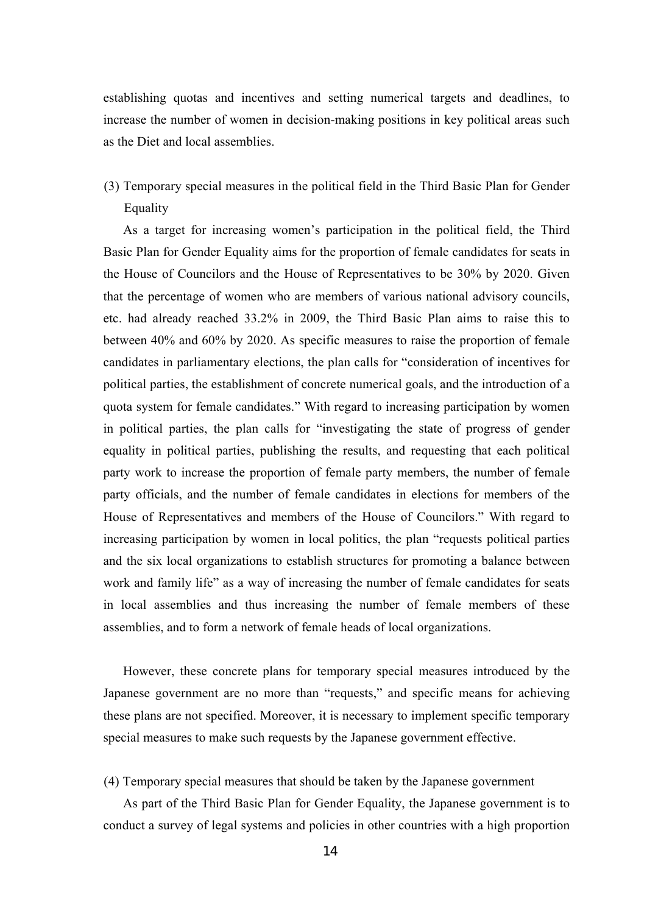establishing quotas and incentives and setting numerical targets and deadlines, to increase the number of women in decision-making positions in key political areas such as the Diet and local assemblies.

### (3) Temporary special measures in the political field in the Third Basic Plan for Gender Equality

As a target for increasing women's participation in the political field, the Third Basic Plan for Gender Equality aims for the proportion of female candidates for seats in the House of Councilors and the House of Representatives to be 30% by 2020. Given that the percentage of women who are members of various national advisory councils, etc. had already reached 33.2% in 2009, the Third Basic Plan aims to raise this to between 40% and 60% by 2020. As specific measures to raise the proportion of female candidates in parliamentary elections, the plan calls for "consideration of incentives for political parties, the establishment of concrete numerical goals, and the introduction of a quota system for female candidates." With regard to increasing participation by women in political parties, the plan calls for "investigating the state of progress of gender equality in political parties, publishing the results, and requesting that each political party work to increase the proportion of female party members, the number of female party officials, and the number of female candidates in elections for members of the House of Representatives and members of the House of Councilors." With regard to increasing participation by women in local politics, the plan "requests political parties and the six local organizations to establish structures for promoting a balance between work and family life" as a way of increasing the number of female candidates for seats in local assemblies and thus increasing the number of female members of these assemblies, and to form a network of female heads of local organizations.

However, these concrete plans for temporary special measures introduced by the Japanese government are no more than "requests," and specific means for achieving these plans are not specified. Moreover, it is necessary to implement specific temporary special measures to make such requests by the Japanese government effective.

### (4) Temporary special measures that should be taken by the Japanese government

As part of the Third Basic Plan for Gender Equality, the Japanese government is to conduct a survey of legal systems and policies in other countries with a high proportion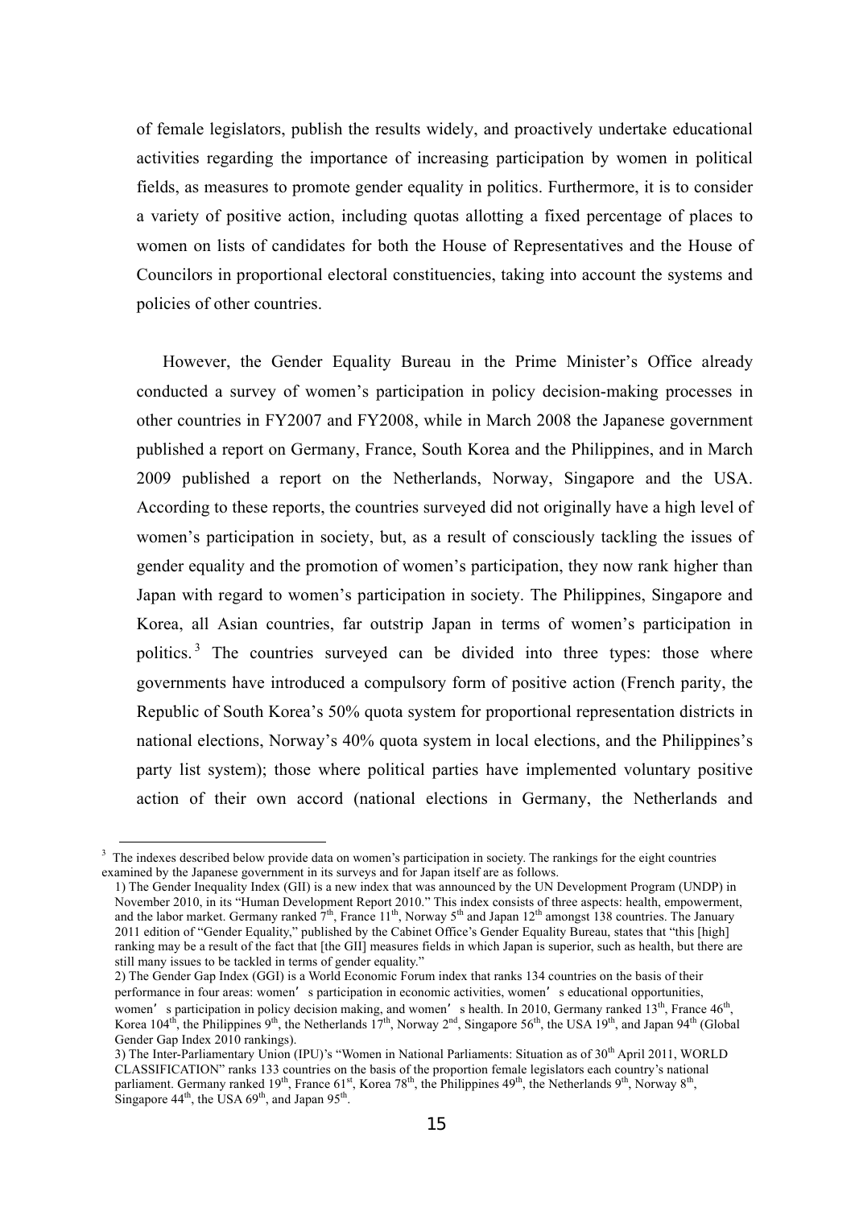of female legislators, publish the results widely, and proactively undertake educational activities regarding the importance of increasing participation by women in political fields, as measures to promote gender equality in politics. Furthermore, it is to consider a variety of positive action, including quotas allotting a fixed percentage of places to women on lists of candidates for both the House of Representatives and the House of Councilors in proportional electoral constituencies, taking into account the systems and policies of other countries.

However, the Gender Equality Bureau in the Prime Minister's Office already conducted a survey of women's participation in policy decision-making processes in other countries in FY2007 and FY2008, while in March 2008 the Japanese government published a report on Germany, France, South Korea and the Philippines, and in March 2009 published a report on the Netherlands, Norway, Singapore and the USA. According to these reports, the countries surveyed did not originally have a high level of women's participation in society, but, as a result of consciously tackling the issues of gender equality and the promotion of women's participation, they now rank higher than Japan with regard to women's participation in society. The Philippines, Singapore and Korea, all Asian countries, far outstrip Japan in terms of women's participation in politics.[3] The countries surveyed can be divided into three types: those where governments have introduced a compulsory form of positive action (French parity, the Republic of South Korea's 50% quota system for proportional representation districts in national elections, Norway's 40% quota system in local elections, and the Philippines's party list system); those where political parties have implemented voluntary positive action of their own accord (national elections in Germany, the Netherlands and

---

[3] The indexes described below provide data on women's participation in society. The rankings for the eight countries examined by the Japanese government in its surveys and for Japan itself are as follows.

1) The Gender Inequality Index (GII) is a new index that was announced by the UN Development Program (UNDP) in November 2010, in its "Human Development Report 2010." This index consists of three aspects: health, empowerment, and the labor market. Germany ranked 7th, France 11th, Norway 5th and Japan 12th amongst 138 countries. The January 2011 edition of "Gender Equality," published by the Cabinet Office's Gender Equality Bureau, states that "this [high] ranking may be a result of the fact that [the GII] measures fields in which Japan is superior, such as health, but there are still many issues to be tackled in terms of gender equality."

2) The Gender Gap Index (GGI) is a World Economic Forum index that ranks 134 countries on the basis of their performance in four areas: women's participation in economic activities, women's educational opportunities, women's participation in policy decision making, and women's health. In 2010, Germany ranked 13th, France 46th, Korea 104th, the Philippines 9th, the Netherlands 17th, Norway 2nd, Singapore 56th, the USA 19th, and Japan 94th (Global Gender Gap Index 2010 rankings).

3) The Inter-Parliamentary Union (IPU)'s "Women in National Parliaments: Situation as of 30th April 2011, WORLD CLASSIFICATION" ranks 133 countries on the basis of the proportion female legislators each country's national parliament. Germany ranked 19th, France 61st, Korea 78th, the Philippines 49th, the Netherlands 9th, Norway 8th, Singapore 44th, the USA 69th, and Japan 95th.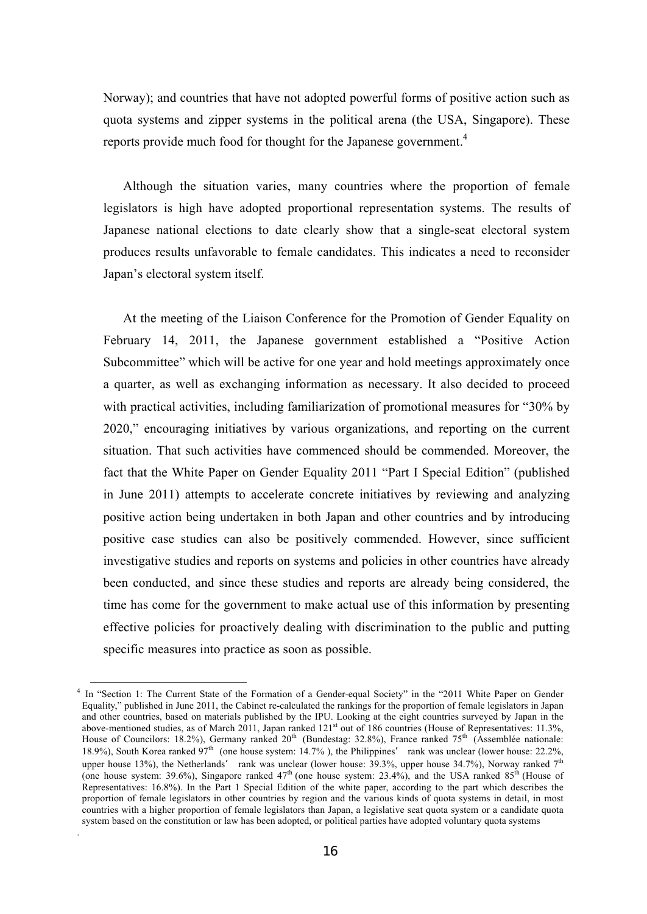Norway); and countries that have not adopted powerful forms of positive action such as quota systems and zipper systems in the political arena (the USA, Singapore). These reports provide much food for thought for the Japanese government.[4]

Although the situation varies, many countries where the proportion of female legislators is high have adopted proportional representation systems. The results of Japanese national elections to date clearly show that a single-seat electoral system produces results unfavorable to female candidates. This indicates a need to reconsider Japan's electoral system itself.

At the meeting of the Liaison Conference for the Promotion of Gender Equality on February 14, 2011, the Japanese government established a "Positive Action Subcommittee" which will be active for one year and hold meetings approximately once a quarter, as well as exchanging information as necessary. It also decided to proceed with practical activities, including familiarization of promotional measures for "30% by 2020," encouraging initiatives by various organizations, and reporting on the current situation. That such activities have commenced should be commended. Moreover, the fact that the White Paper on Gender Equality 2011 "Part I Special Edition" (published in June 2011) attempts to accelerate concrete initiatives by reviewing and analyzing positive action being undertaken in both Japan and other countries and by introducing positive case studies can also be positively commended. However, since sufficient investigative studies and reports on systems and policies in other countries have already been conducted, and since these studies and reports are already being considered, the time has come for the government to make actual use of this information by presenting effective policies for proactively dealing with discrimination to the public and putting specific measures into practice as soon as possible.

[4] In "Section 1: The Current State of the Formation of a Gender-equal Society" in the "2011 White Paper on Gender Equality," published in June 2011, the Cabinet re-calculated the rankings for the proportion of female legislators in Japan and other countries, based on materials published by the IPU. Looking at the eight countries surveyed by Japan in the above-mentioned studies, as of March 2011, Japan ranked 121st out of 186 countries (House of Representatives: 11.3%, House of Councilors: 18.2%), Germany ranked 20th (Bundestag: 32.8%), France ranked 75th (Assemblée nationale: 18.9%), South Korea ranked 97th (one house system: 14.7% ), the Philippines' rank was unclear (lower house: 22.2%, upper house 13%), the Netherlands' rank was unclear (lower house: 39.3%, upper house 34.7%), Norway ranked 7th (one house system: 39.6%), Singapore ranked 47th (one house system: 23.4%), and the USA ranked 85th (House of Representatives: 16.8%). In the Part 1 Special Edition of the white paper, according to the part which describes the proportion of female legislators in other countries by region and the various kinds of quota systems in detail, in most countries with a higher proportion of female legislators than Japan, a legislative seat quota system or a candidate quota system based on the constitution or law has been adopted, or political parties have adopted voluntary quota systems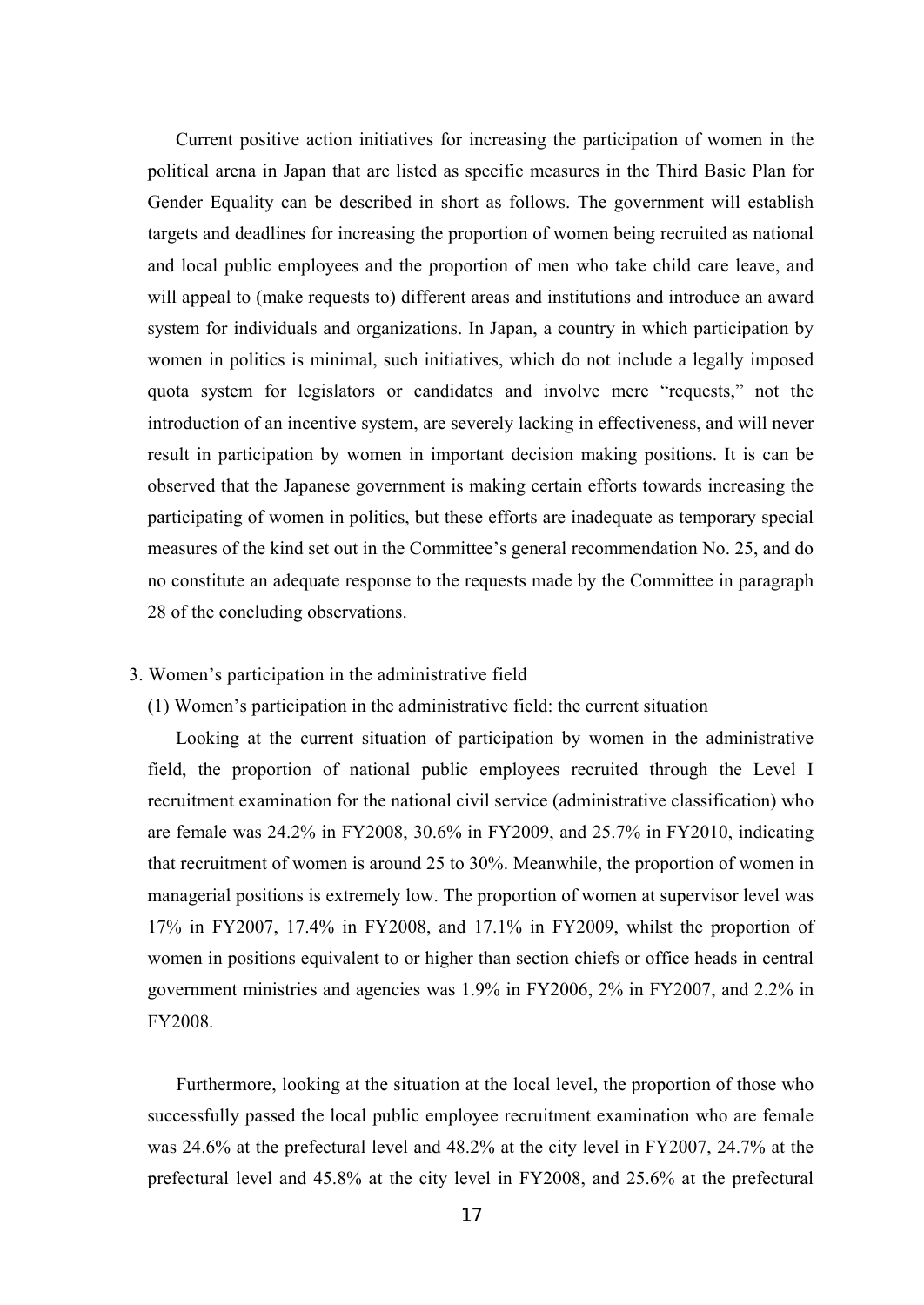Current positive action initiatives for increasing the participation of women in the political arena in Japan that are listed as specific measures in the Third Basic Plan for Gender Equality can be described in short as follows. The government will establish targets and deadlines for increasing the proportion of women being recruited as national and local public employees and the proportion of men who take child care leave, and will appeal to (make requests to) different areas and institutions and introduce an award system for individuals and organizations. In Japan, a country in which participation by women in politics is minimal, such initiatives, which do not include a legally imposed quota system for legislators or candidates and involve mere "requests," not the introduction of an incentive system, are severely lacking in effectiveness, and will never result in participation by women in important decision making positions. It is can be observed that the Japanese government is making certain efforts towards increasing the participating of women in politics, but these efforts are inadequate as temporary special measures of the kind set out in the Committee's general recommendation No. 25, and do no constitute an adequate response to the requests made by the Committee in paragraph 28 of the concluding observations.

## 3. Women's participation in the administrative field

### (1) Women's participation in the administrative field: the current situation

Looking at the current situation of participation by women in the administrative field, the proportion of national public employees recruited through the Level I recruitment examination for the national civil service (administrative classification) who are female was 24.2% in FY2008, 30.6% in FY2009, and 25.7% in FY2010, indicating that recruitment of women is around 25 to 30%. Meanwhile, the proportion of women in managerial positions is extremely low. The proportion of women at supervisor level was 17% in FY2007, 17.4% in FY2008, and 17.1% in FY2009, whilst the proportion of women in positions equivalent to or higher than section chiefs or office heads in central government ministries and agencies was 1.9% in FY2006, 2% in FY2007, and 2.2% in FY2008.

Furthermore, looking at the situation at the local level, the proportion of those who successfully passed the local public employee recruitment examination who are female was 24.6% at the prefectural level and 48.2% at the city level in FY2007, 24.7% at the prefectural level and 45.8% at the city level in FY2008, and 25.6% at the prefectural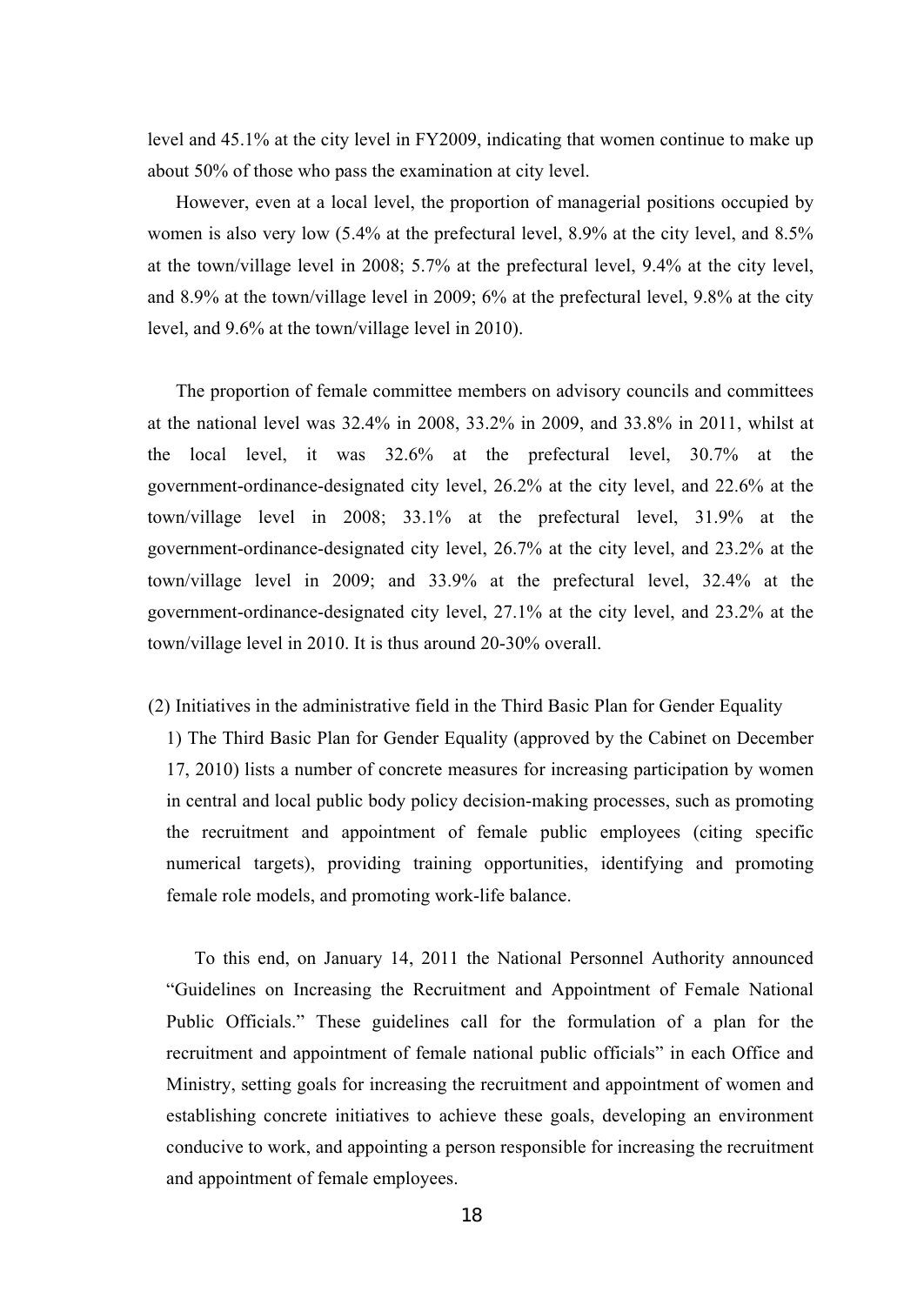level and 45.1% at the city level in FY2009, indicating that women continue to make up about 50% of those who pass the examination at city level.

However, even at a local level, the proportion of managerial positions occupied by women is also very low (5.4% at the prefectural level, 8.9% at the city level, and 8.5% at the town/village level in 2008; 5.7% at the prefectural level, 9.4% at the city level, and 8.9% at the town/village level in 2009; 6% at the prefectural level, 9.8% at the city level, and 9.6% at the town/village level in 2010).

The proportion of female committee members on advisory councils and committees at the national level was 32.4% in 2008, 33.2% in 2009, and 33.8% in 2011, whilst at the local level, it was 32.6% at the prefectural level, 30.7% at the government-ordinance-designated city level, 26.2% at the city level, and 22.6% at the town/village level in 2008; 33.1% at the prefectural level, 31.9% at the government-ordinance-designated city level, 26.7% at the city level, and 23.2% at the town/village level in 2009; and 33.9% at the prefectural level, 32.4% at the government-ordinance-designated city level, 27.1% at the city level, and 23.2% at the town/village level in 2010. It is thus around 20-30% overall.

(2) Initiatives in the administrative field in the Third Basic Plan for Gender Equality

1) The Third Basic Plan for Gender Equality (approved by the Cabinet on December 17, 2010) lists a number of concrete measures for increasing participation by women in central and local public body policy decision-making processes, such as promoting the recruitment and appointment of female public employees (citing specific numerical targets), providing training opportunities, identifying and promoting female role models, and promoting work-life balance.

To this end, on January 14, 2011 the National Personnel Authority announced "Guidelines on Increasing the Recruitment and Appointment of Female National Public Officials." These guidelines call for the formulation of a plan for the recruitment and appointment of female national public officials" in each Office and Ministry, setting goals for increasing the recruitment and appointment of women and establishing concrete initiatives to achieve these goals, developing an environment conducive to work, and appointing a person responsible for increasing the recruitment and appointment of female employees.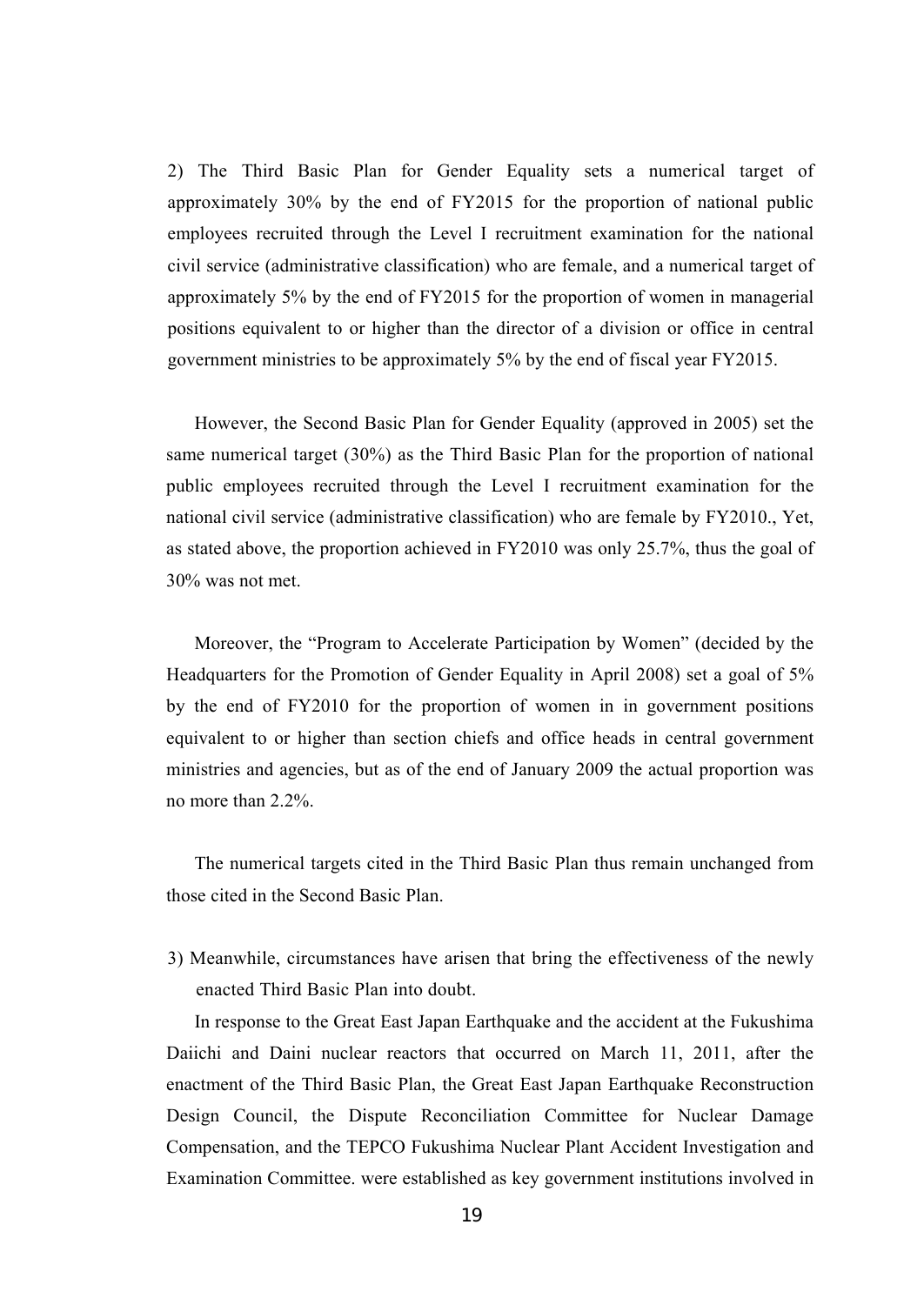2) The Third Basic Plan for Gender Equality sets a numerical target of approximately 30% by the end of FY2015 for the proportion of national public employees recruited through the Level I recruitment examination for the national civil service (administrative classification) who are female, and a numerical target of approximately 5% by the end of FY2015 for the proportion of women in managerial positions equivalent to or higher than the director of a division or office in central government ministries to be approximately 5% by the end of fiscal year FY2015.

However, the Second Basic Plan for Gender Equality (approved in 2005) set the same numerical target (30%) as the Third Basic Plan for the proportion of national public employees recruited through the Level I recruitment examination for the national civil service (administrative classification) who are female by FY2010., Yet, as stated above, the proportion achieved in FY2010 was only 25.7%, thus the goal of 30% was not met.

Moreover, the "Program to Accelerate Participation by Women" (decided by the Headquarters for the Promotion of Gender Equality in April 2008) set a goal of 5% by the end of FY2010 for the proportion of women in in government positions equivalent to or higher than section chiefs and office heads in central government ministries and agencies, but as of the end of January 2009 the actual proportion was no more than 2.2%.

The numerical targets cited in the Third Basic Plan thus remain unchanged from those cited in the Second Basic Plan.

3) Meanwhile, circumstances have arisen that bring the effectiveness of the newly enacted Third Basic Plan into doubt.

In response to the Great East Japan Earthquake and the accident at the Fukushima Daiichi and Daini nuclear reactors that occurred on March 11, 2011, after the enactment of the Third Basic Plan, the Great East Japan Earthquake Reconstruction Design Council, the Dispute Reconciliation Committee for Nuclear Damage Compensation, and the TEPCO Fukushima Nuclear Plant Accident Investigation and Examination Committee. were established as key government institutions involved in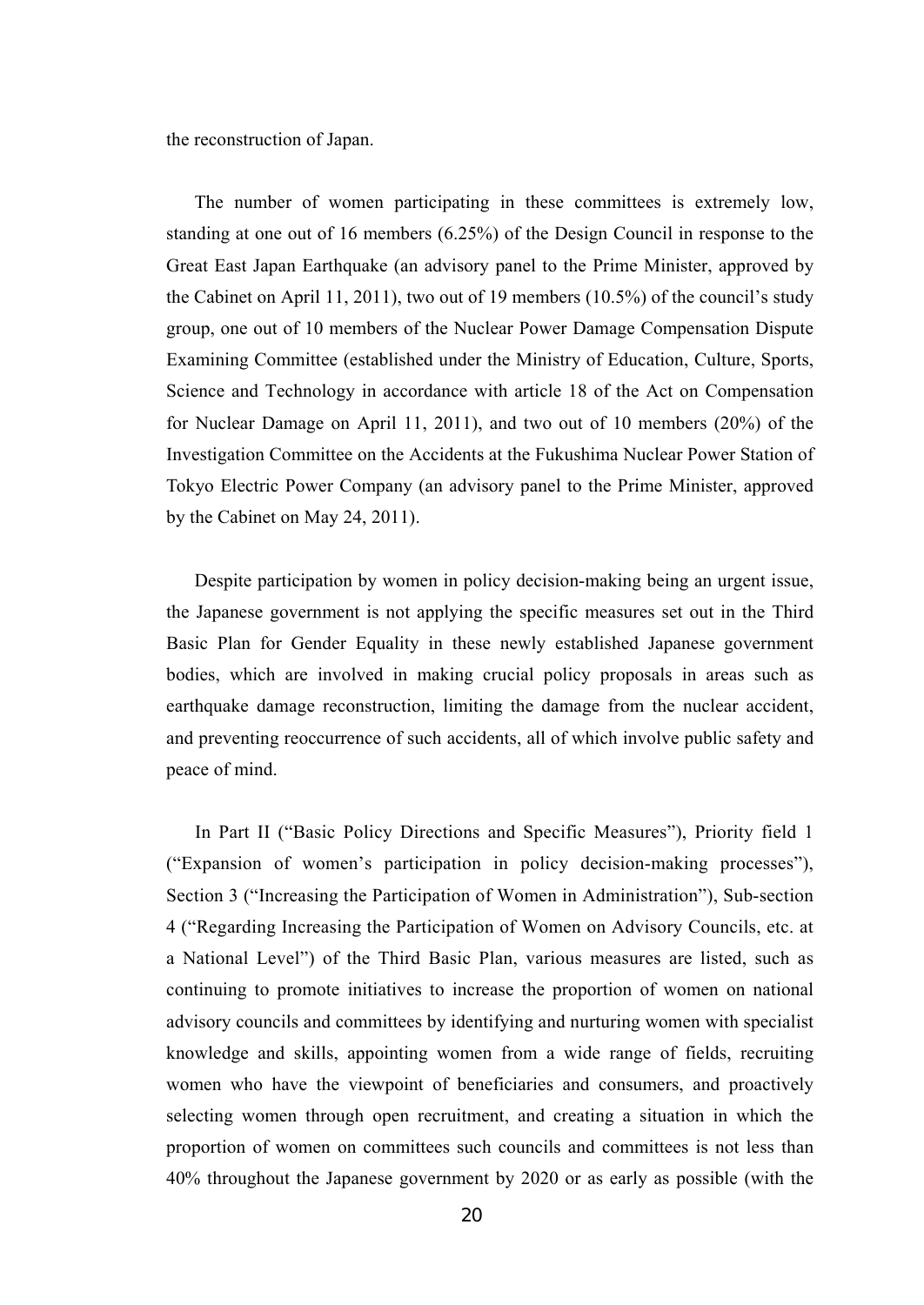the reconstruction of Japan.

The number of women participating in these committees is extremely low, standing at one out of 16 members (6.25%) of the Design Council in response to the Great East Japan Earthquake (an advisory panel to the Prime Minister, approved by the Cabinet on April 11, 2011), two out of 19 members (10.5%) of the council's study group, one out of 10 members of the Nuclear Power Damage Compensation Dispute Examining Committee (established under the Ministry of Education, Culture, Sports, Science and Technology in accordance with article 18 of the Act on Compensation for Nuclear Damage on April 11, 2011), and two out of 10 members (20%) of the Investigation Committee on the Accidents at the Fukushima Nuclear Power Station of Tokyo Electric Power Company (an advisory panel to the Prime Minister, approved by the Cabinet on May 24, 2011).

Despite participation by women in policy decision-making being an urgent issue, the Japanese government is not applying the specific measures set out in the Third Basic Plan for Gender Equality in these newly established Japanese government bodies, which are involved in making crucial policy proposals in areas such as earthquake damage reconstruction, limiting the damage from the nuclear accident, and preventing reoccurrence of such accidents, all of which involve public safety and peace of mind.

In Part II ("Basic Policy Directions and Specific Measures"), Priority field 1 ("Expansion of women's participation in policy decision-making processes"), Section 3 ("Increasing the Participation of Women in Administration"), Sub-section 4 ("Regarding Increasing the Participation of Women on Advisory Councils, etc. at a National Level") of the Third Basic Plan, various measures are listed, such as continuing to promote initiatives to increase the proportion of women on national advisory councils and committees by identifying and nurturing women with specialist knowledge and skills, appointing women from a wide range of fields, recruiting women who have the viewpoint of beneficiaries and consumers, and proactively selecting women through open recruitment, and creating a situation in which the proportion of women on committees such councils and committees is not less than 40% throughout the Japanese government by 2020 or as early as possible (with the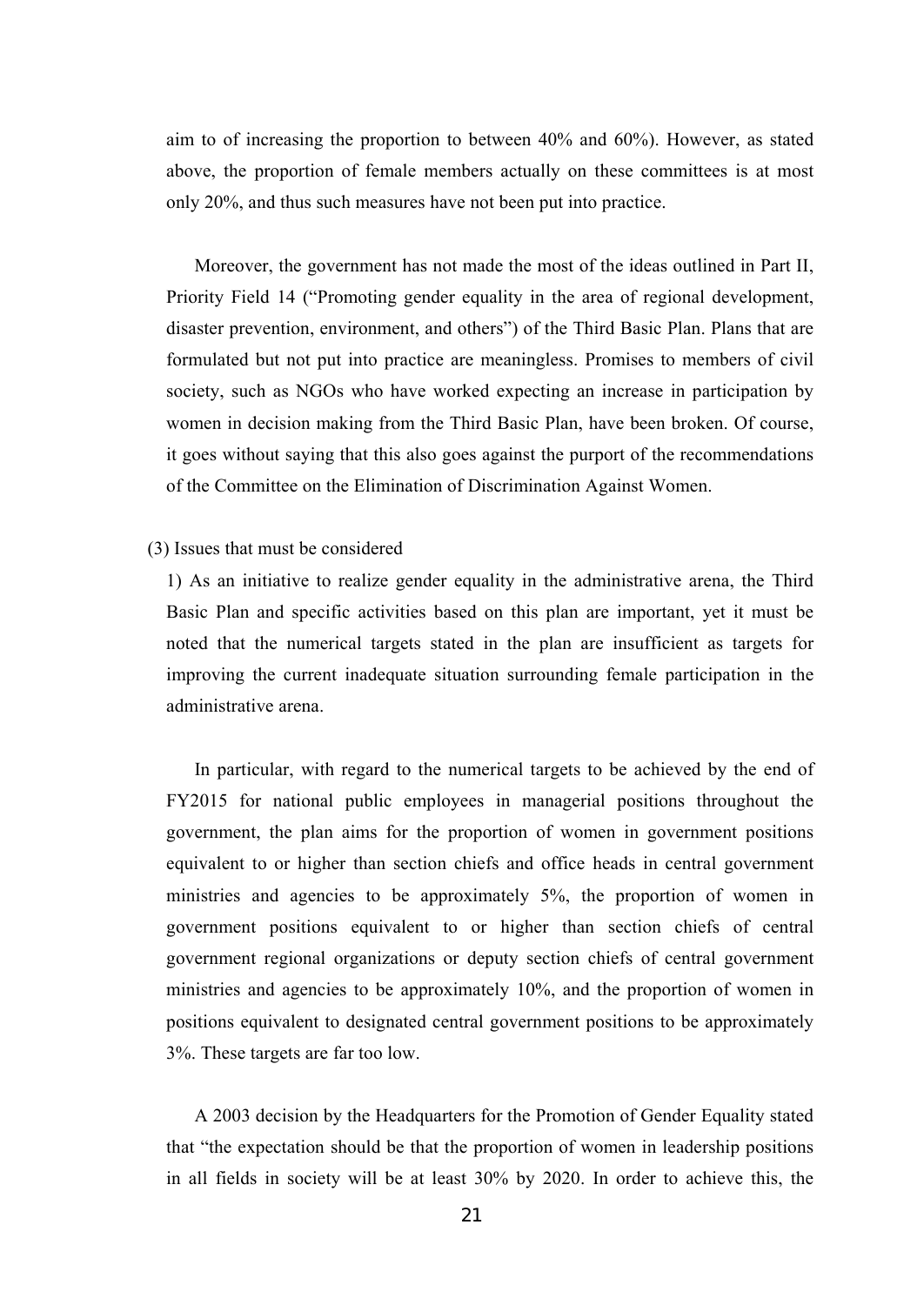aim to of increasing the proportion to between 40% and 60%). However, as stated above, the proportion of female members actually on these committees is at most only 20%, and thus such measures have not been put into practice.

Moreover, the government has not made the most of the ideas outlined in Part II, Priority Field 14 ("Promoting gender equality in the area of regional development, disaster prevention, environment, and others") of the Third Basic Plan. Plans that are formulated but not put into practice are meaningless. Promises to members of civil society, such as NGOs who have worked expecting an increase in participation by women in decision making from the Third Basic Plan, have been broken. Of course, it goes without saying that this also goes against the purport of the recommendations of the Committee on the Elimination of Discrimination Against Women.

(3) Issues that must be considered

1) As an initiative to realize gender equality in the administrative arena, the Third Basic Plan and specific activities based on this plan are important, yet it must be noted that the numerical targets stated in the plan are insufficient as targets for improving the current inadequate situation surrounding female participation in the administrative arena.

In particular, with regard to the numerical targets to be achieved by the end of FY2015 for national public employees in managerial positions throughout the government, the plan aims for the proportion of women in government positions equivalent to or higher than section chiefs and office heads in central government ministries and agencies to be approximately 5%, the proportion of women in government positions equivalent to or higher than section chiefs of central government regional organizations or deputy section chiefs of central government ministries and agencies to be approximately 10%, and the proportion of women in positions equivalent to designated central government positions to be approximately 3%. These targets are far too low.

A 2003 decision by the Headquarters for the Promotion of Gender Equality stated that "the expectation should be that the proportion of women in leadership positions in all fields in society will be at least 30% by 2020. In order to achieve this, the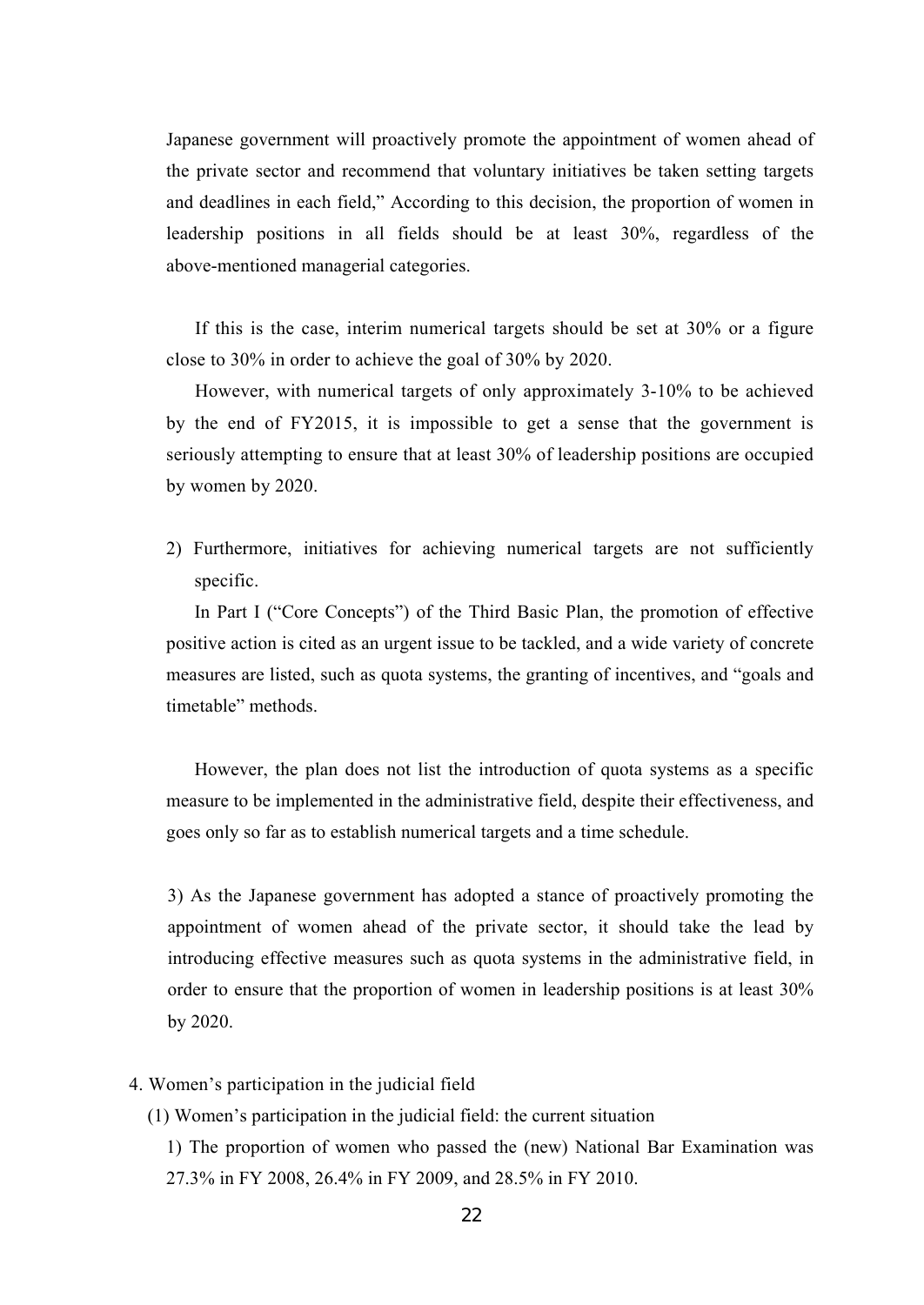Japanese government will proactively promote the appointment of women ahead of the private sector and recommend that voluntary initiatives be taken setting targets and deadlines in each field," According to this decision, the proportion of women in leadership positions in all fields should be at least 30%, regardless of the above-mentioned managerial categories.

If this is the case, interim numerical targets should be set at 30% or a figure close to 30% in order to achieve the goal of 30% by 2020.

However, with numerical targets of only approximately 3-10% to be achieved by the end of FY2015, it is impossible to get a sense that the government is seriously attempting to ensure that at least 30% of leadership positions are occupied by women by 2020.

2) Furthermore, initiatives for achieving numerical targets are not sufficiently specific.

In Part I ("Core Concepts") of the Third Basic Plan, the promotion of effective positive action is cited as an urgent issue to be tackled, and a wide variety of concrete measures are listed, such as quota systems, the granting of incentives, and "goals and timetable" methods.

However, the plan does not list the introduction of quota systems as a specific measure to be implemented in the administrative field, despite their effectiveness, and goes only so far as to establish numerical targets and a time schedule.

3) As the Japanese government has adopted a stance of proactively promoting the appointment of women ahead of the private sector, it should take the lead by introducing effective measures such as quota systems in the administrative field, in order to ensure that the proportion of women in leadership positions is at least 30% by 2020.

4. Women's participation in the judicial field

(1) Women's participation in the judicial field: the current situation

1) The proportion of women who passed the (new) National Bar Examination was 27.3% in FY 2008, 26.4% in FY 2009, and 28.5% in FY 2010.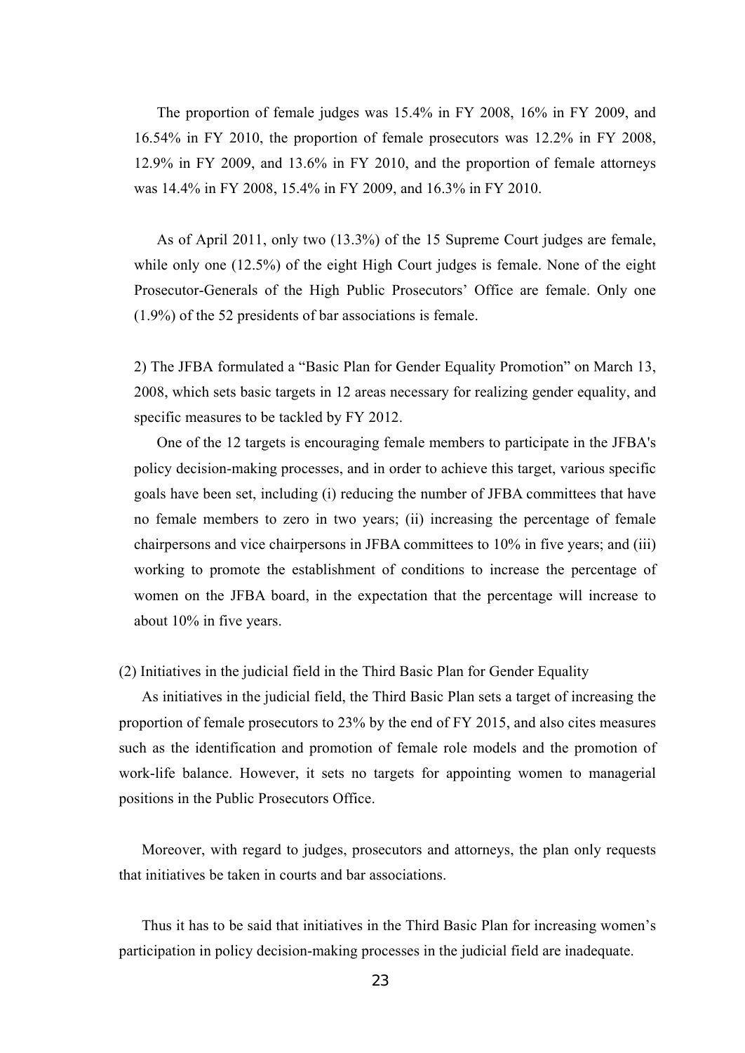The proportion of female judges was 15.4% in FY 2008, 16% in FY 2009, and 16.54% in FY 2010, the proportion of female prosecutors was 12.2% in FY 2008, 12.9% in FY 2009, and 13.6% in FY 2010, and the proportion of female attorneys was 14.4% in FY 2008, 15.4% in FY 2009, and 16.3% in FY 2010.

As of April 2011, only two (13.3%) of the 15 Supreme Court judges are female, while only one (12.5%) of the eight High Court judges is female. None of the eight Prosecutor-Generals of the High Public Prosecutors' Office are female. Only one (1.9%) of the 52 presidents of bar associations is female.

2) The JFBA formulated a "Basic Plan for Gender Equality Promotion" on March 13, 2008, which sets basic targets in 12 areas necessary for realizing gender equality, and specific measures to be tackled by FY 2012.

One of the 12 targets is encouraging female members to participate in the JFBA's policy decision-making processes, and in order to achieve this target, various specific goals have been set, including (i) reducing the number of JFBA committees that have no female members to zero in two years; (ii) increasing the percentage of female chairpersons and vice chairpersons in JFBA committees to 10% in five years; and (iii) working to promote the establishment of conditions to increase the percentage of women on the JFBA board, in the expectation that the percentage will increase to about 10% in five years.

(2) Initiatives in the judicial field in the Third Basic Plan for Gender Equality

As initiatives in the judicial field, the Third Basic Plan sets a target of increasing the proportion of female prosecutors to 23% by the end of FY 2015, and also cites measures such as the identification and promotion of female role models and the promotion of work-life balance. However, it sets no targets for appointing women to managerial positions in the Public Prosecutors Office.

Moreover, with regard to judges, prosecutors and attorneys, the plan only requests that initiatives be taken in courts and bar associations.

Thus it has to be said that initiatives in the Third Basic Plan for increasing women's participation in policy decision-making processes in the judicial field are inadequate.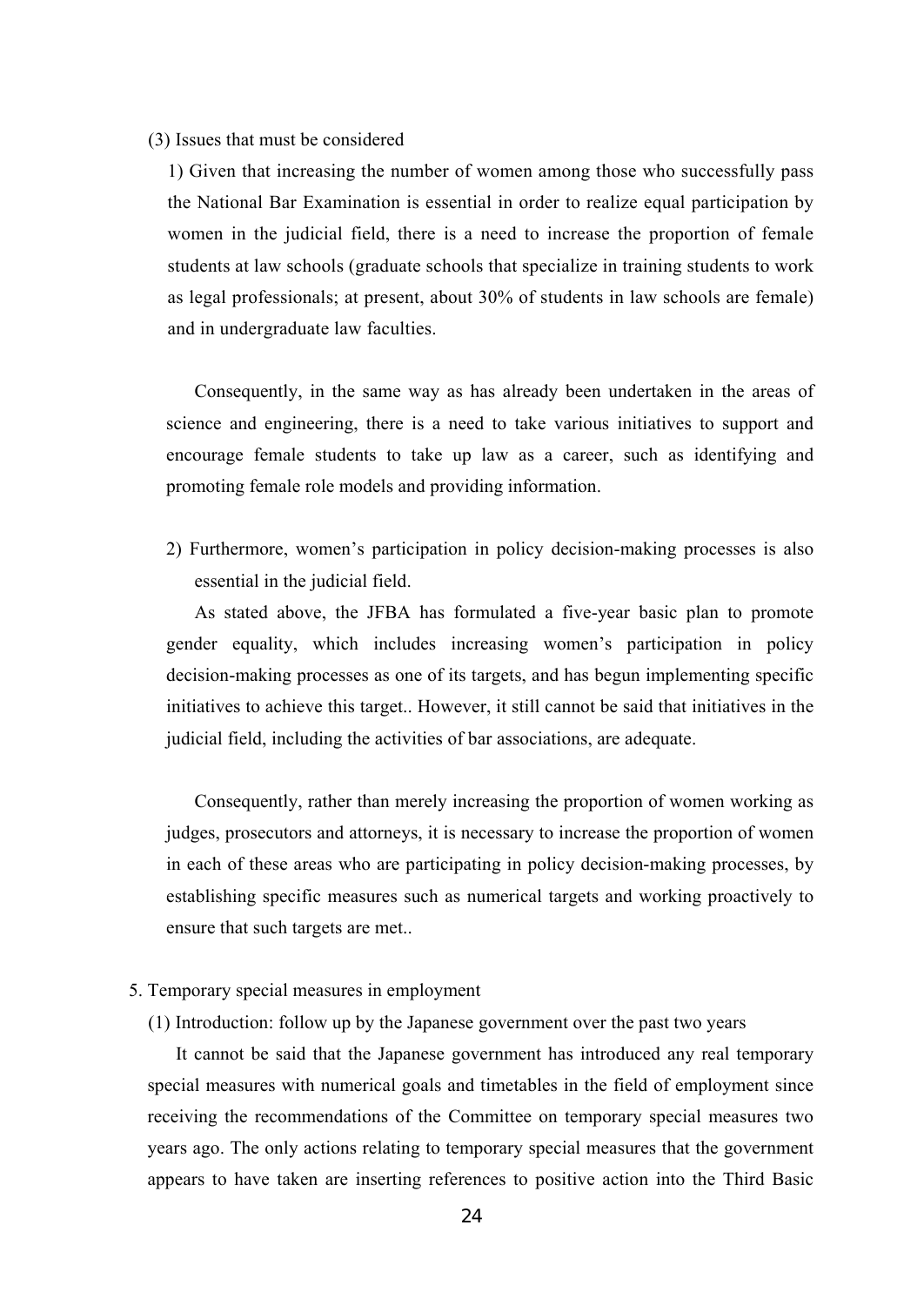(3) Issues that must be considered

1) Given that increasing the number of women among those who successfully pass the National Bar Examination is essential in order to realize equal participation by women in the judicial field, there is a need to increase the proportion of female students at law schools (graduate schools that specialize in training students to work as legal professionals; at present, about 30% of students in law schools are female) and in undergraduate law faculties.

Consequently, in the same way as has already been undertaken in the areas of science and engineering, there is a need to take various initiatives to support and encourage female students to take up law as a career, such as identifying and promoting female role models and providing information.

2) Furthermore, women's participation in policy decision-making processes is also essential in the judicial field.

As stated above, the JFBA has formulated a five-year basic plan to promote gender equality, which includes increasing women's participation in policy decision-making processes as one of its targets, and has begun implementing specific initiatives to achieve this target.. However, it still cannot be said that initiatives in the judicial field, including the activities of bar associations, are adequate.

Consequently, rather than merely increasing the proportion of women working as judges, prosecutors and attorneys, it is necessary to increase the proportion of women in each of these areas who are participating in policy decision-making processes, by establishing specific measures such as numerical targets and working proactively to ensure that such targets are met..

5. Temporary special measures in employment

(1) Introduction: follow up by the Japanese government over the past two years

It cannot be said that the Japanese government has introduced any real temporary special measures with numerical goals and timetables in the field of employment since receiving the recommendations of the Committee on temporary special measures two years ago. The only actions relating to temporary special measures that the government appears to have taken are inserting references to positive action into the Third Basic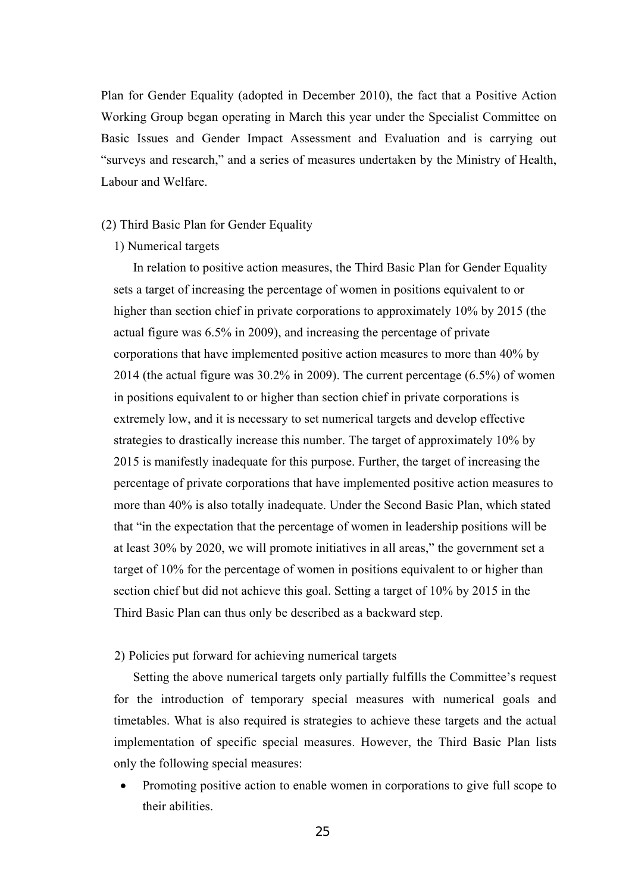Plan for Gender Equality (adopted in December 2010), the fact that a Positive Action Working Group began operating in March this year under the Specialist Committee on Basic Issues and Gender Impact Assessment and Evaluation and is carrying out "surveys and research," and a series of measures undertaken by the Ministry of Health, Labour and Welfare.

(2) Third Basic Plan for Gender Equality

1) Numerical targets

In relation to positive action measures, the Third Basic Plan for Gender Equality sets a target of increasing the percentage of women in positions equivalent to or higher than section chief in private corporations to approximately 10% by 2015 (the actual figure was 6.5% in 2009), and increasing the percentage of private corporations that have implemented positive action measures to more than 40% by 2014 (the actual figure was 30.2% in 2009). The current percentage (6.5%) of women in positions equivalent to or higher than section chief in private corporations is extremely low, and it is necessary to set numerical targets and develop effective strategies to drastically increase this number. The target of approximately 10% by 2015 is manifestly inadequate for this purpose. Further, the target of increasing the percentage of private corporations that have implemented positive action measures to more than 40% is also totally inadequate. Under the Second Basic Plan, which stated that "in the expectation that the percentage of women in leadership positions will be at least 30% by 2020, we will promote initiatives in all areas," the government set a target of 10% for the percentage of women in positions equivalent to or higher than section chief but did not achieve this goal. Setting a target of 10% by 2015 in the Third Basic Plan can thus only be described as a backward step.

2) Policies put forward for achieving numerical targets

Setting the above numerical targets only partially fulfills the Committee's request for the introduction of temporary special measures with numerical goals and timetables. What is also required is strategies to achieve these targets and the actual implementation of specific special measures. However, the Third Basic Plan lists only the following special measures:

- Promoting positive action to enable women in corporations to give full scope to their abilities.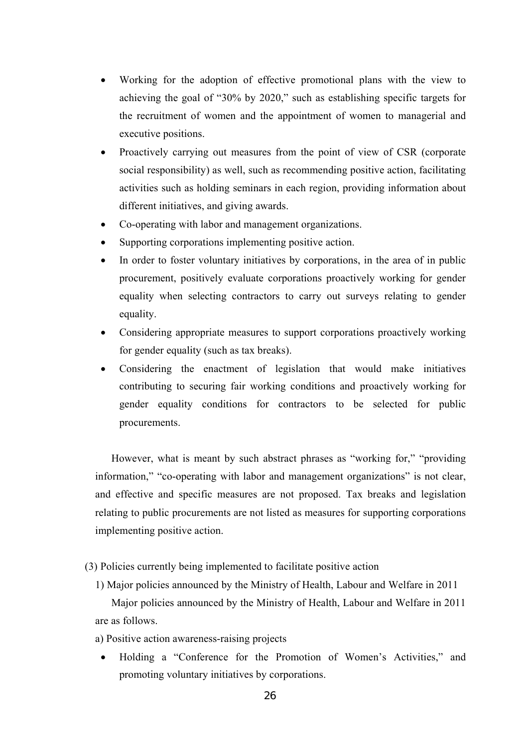- Working for the adoption of effective promotional plans with the view to achieving the goal of "30% by 2020," such as establishing specific targets for the recruitment of women and the appointment of women to managerial and executive positions.
- Proactively carrying out measures from the point of view of CSR (corporate social responsibility) as well, such as recommending positive action, facilitating activities such as holding seminars in each region, providing information about different initiatives, and giving awards.
- Co-operating with labor and management organizations.
- Supporting corporations implementing positive action.
- In order to foster voluntary initiatives by corporations, in the area of in public procurement, positively evaluate corporations proactively working for gender equality when selecting contractors to carry out surveys relating to gender equality.
- Considering appropriate measures to support corporations proactively working for gender equality (such as tax breaks).
- Considering the enactment of legislation that would make initiatives contributing to securing fair working conditions and proactively working for gender equality conditions for contractors to be selected for public procurements.

However, what is meant by such abstract phrases as "working for," "providing information," "co-operating with labor and management organizations" is not clear, and effective and specific measures are not proposed. Tax breaks and legislation relating to public procurements are not listed as measures for supporting corporations implementing positive action.

(3) Policies currently being implemented to facilitate positive action

1) Major policies announced by the Ministry of Health, Labour and Welfare in 2011

Major policies announced by the Ministry of Health, Labour and Welfare in 2011 are as follows.

a) Positive action awareness-raising projects

- Holding a "Conference for the Promotion of Women's Activities," and promoting voluntary initiatives by corporations.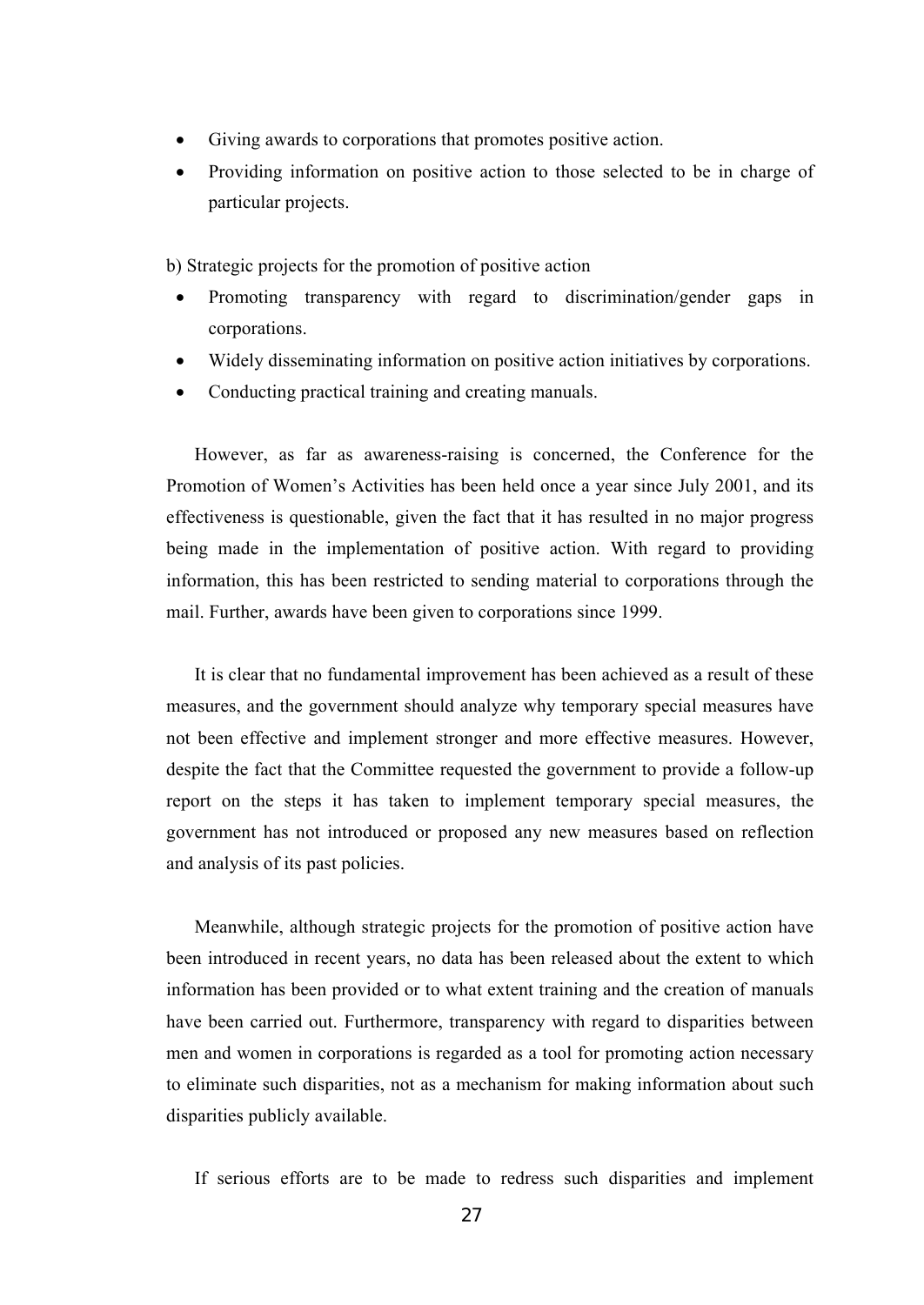- Giving awards to corporations that promotes positive action.
- Providing information on positive action to those selected to be in charge of particular projects.

b) Strategic projects for the promotion of positive action

- Promoting transparency with regard to discrimination/gender gaps in corporations.
- Widely disseminating information on positive action initiatives by corporations.
- Conducting practical training and creating manuals.

However, as far as awareness-raising is concerned, the Conference for the Promotion of Women's Activities has been held once a year since July 2001, and its effectiveness is questionable, given the fact that it has resulted in no major progress being made in the implementation of positive action. With regard to providing information, this has been restricted to sending material to corporations through the mail. Further, awards have been given to corporations since 1999.

It is clear that no fundamental improvement has been achieved as a result of these measures, and the government should analyze why temporary special measures have not been effective and implement stronger and more effective measures. However, despite the fact that the Committee requested the government to provide a follow-up report on the steps it has taken to implement temporary special measures, the government has not introduced or proposed any new measures based on reflection and analysis of its past policies.

Meanwhile, although strategic projects for the promotion of positive action have been introduced in recent years, no data has been released about the extent to which information has been provided or to what extent training and the creation of manuals have been carried out. Furthermore, transparency with regard to disparities between men and women in corporations is regarded as a tool for promoting action necessary to eliminate such disparities, not as a mechanism for making information about such disparities publicly available.

If serious efforts are to be made to redress such disparities and implement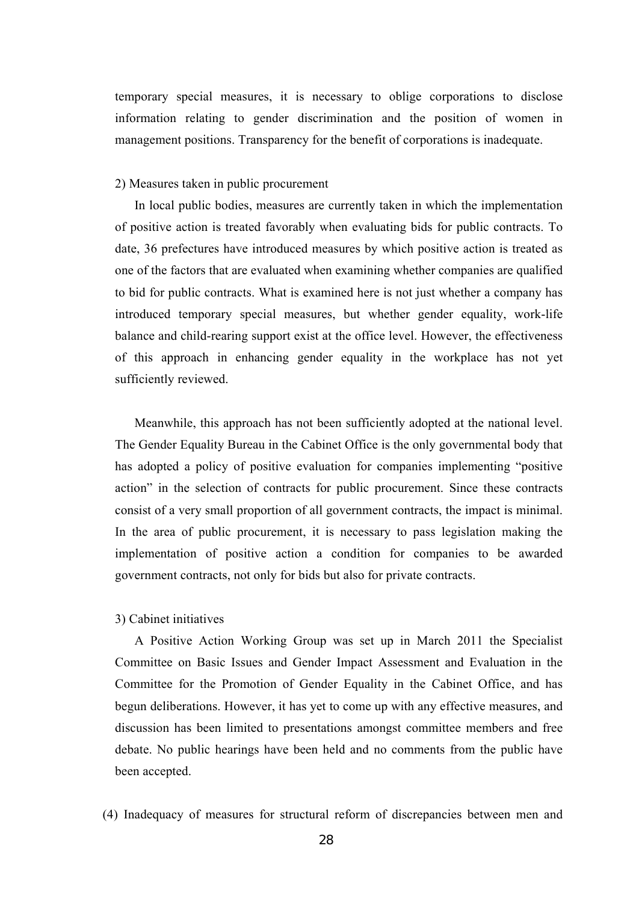temporary special measures, it is necessary to oblige corporations to disclose information relating to gender discrimination and the position of women in management positions. Transparency for the benefit of corporations is inadequate.

2) Measures taken in public procurement

In local public bodies, measures are currently taken in which the implementation of positive action is treated favorably when evaluating bids for public contracts. To date, 36 prefectures have introduced measures by which positive action is treated as one of the factors that are evaluated when examining whether companies are qualified to bid for public contracts. What is examined here is not just whether a company has introduced temporary special measures, but whether gender equality, work-life balance and child-rearing support exist at the office level. However, the effectiveness of this approach in enhancing gender equality in the workplace has not yet sufficiently reviewed.

Meanwhile, this approach has not been sufficiently adopted at the national level. The Gender Equality Bureau in the Cabinet Office is the only governmental body that has adopted a policy of positive evaluation for companies implementing "positive action" in the selection of contracts for public procurement. Since these contracts consist of a very small proportion of all government contracts, the impact is minimal. In the area of public procurement, it is necessary to pass legislation making the implementation of positive action a condition for companies to be awarded government contracts, not only for bids but also for private contracts.

3) Cabinet initiatives

A Positive Action Working Group was set up in March 2011 the Specialist Committee on Basic Issues and Gender Impact Assessment and Evaluation in the Committee for the Promotion of Gender Equality in the Cabinet Office, and has begun deliberations. However, it has yet to come up with any effective measures, and discussion has been limited to presentations amongst committee members and free debate. No public hearings have been held and no comments from the public have been accepted.

(4) Inadequacy of measures for structural reform of discrepancies between men and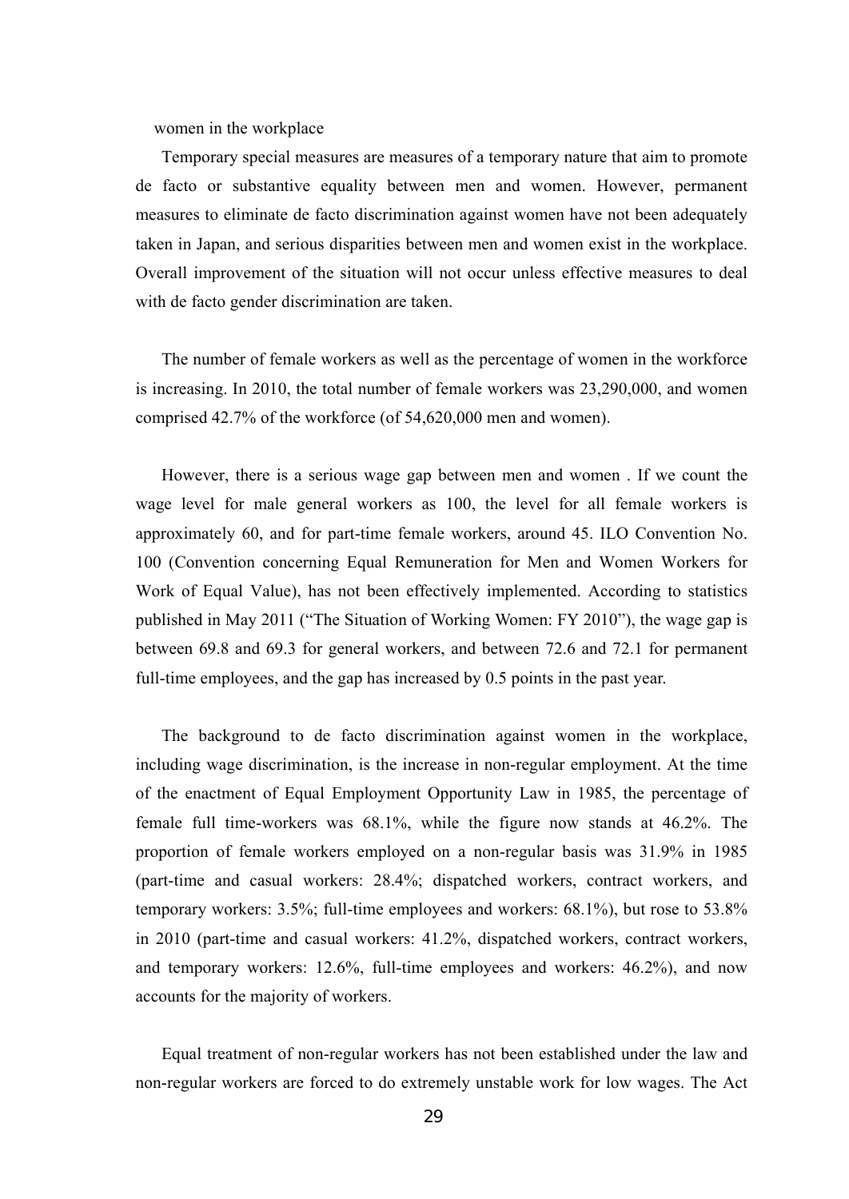women in the workplace

Temporary special measures are measures of a temporary nature that aim to promote de facto or substantive equality between men and women. However, permanent measures to eliminate de facto discrimination against women have not been adequately taken in Japan, and serious disparities between men and women exist in the workplace. Overall improvement of the situation will not occur unless effective measures to deal with de facto gender discrimination are taken.

The number of female workers as well as the percentage of women in the workforce is increasing. In 2010, the total number of female workers was 23,290,000, and women comprised 42.7% of the workforce (of 54,620,000 men and women).

However, there is a serious wage gap between men and women . If we count the wage level for male general workers as 100, the level for all female workers is approximately 60, and for part-time female workers, around 45. ILO Convention No. 100 (Convention concerning Equal Remuneration for Men and Women Workers for Work of Equal Value), has not been effectively implemented. According to statistics published in May 2011 ("The Situation of Working Women: FY 2010"), the wage gap is between 69.8 and 69.3 for general workers, and between 72.6 and 72.1 for permanent full-time employees, and the gap has increased by 0.5 points in the past year.

The background to de facto discrimination against women in the workplace, including wage discrimination, is the increase in non-regular employment. At the time of the enactment of Equal Employment Opportunity Law in 1985, the percentage of female full time-workers was 68.1%, while the figure now stands at 46.2%. The proportion of female workers employed on a non-regular basis was 31.9% in 1985 (part-time and casual workers: 28.4%; dispatched workers, contract workers, and temporary workers: 3.5%; full-time employees and workers: 68.1%), but rose to 53.8% in 2010 (part-time and casual workers: 41.2%, dispatched workers, contract workers, and temporary workers: 12.6%, full-time employees and workers: 46.2%), and now accounts for the majority of workers.

Equal treatment of non-regular workers has not been established under the law and non-regular workers are forced to do extremely unstable work for low wages. The Act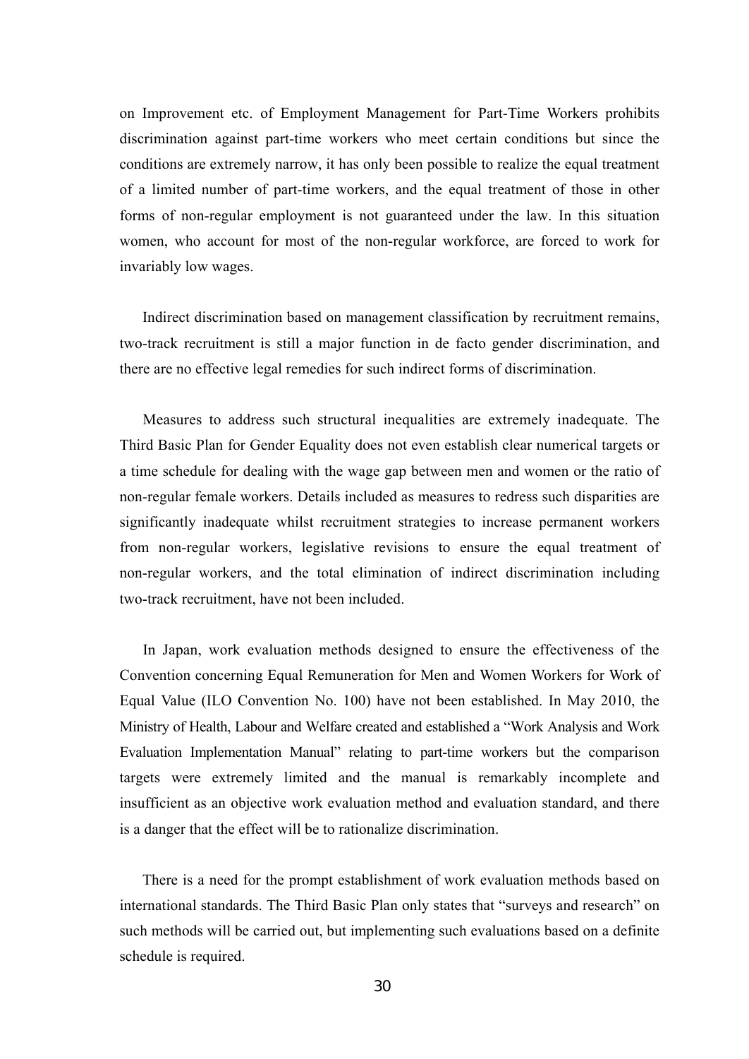on Improvement etc. of Employment Management for Part-Time Workers prohibits discrimination against part-time workers who meet certain conditions but since the conditions are extremely narrow, it has only been possible to realize the equal treatment of a limited number of part-time workers, and the equal treatment of those in other forms of non-regular employment is not guaranteed under the law. In this situation women, who account for most of the non-regular workforce, are forced to work for invariably low wages.

Indirect discrimination based on management classification by recruitment remains, two-track recruitment is still a major function in de facto gender discrimination, and there are no effective legal remedies for such indirect forms of discrimination.

Measures to address such structural inequalities are extremely inadequate. The Third Basic Plan for Gender Equality does not even establish clear numerical targets or a time schedule for dealing with the wage gap between men and women or the ratio of non-regular female workers. Details included as measures to redress such disparities are significantly inadequate whilst recruitment strategies to increase permanent workers from non-regular workers, legislative revisions to ensure the equal treatment of non-regular workers, and the total elimination of indirect discrimination including two-track recruitment, have not been included.

In Japan, work evaluation methods designed to ensure the effectiveness of the Convention concerning Equal Remuneration for Men and Women Workers for Work of Equal Value (ILO Convention No. 100) have not been established. In May 2010, the Ministry of Health, Labour and Welfare created and established a "Work Analysis and Work Evaluation Implementation Manual" relating to part-time workers but the comparison targets were extremely limited and the manual is remarkably incomplete and insufficient as an objective work evaluation method and evaluation standard, and there is a danger that the effect will be to rationalize discrimination.

There is a need for the prompt establishment of work evaluation methods based on international standards. The Third Basic Plan only states that "surveys and research" on such methods will be carried out, but implementing such evaluations based on a definite schedule is required.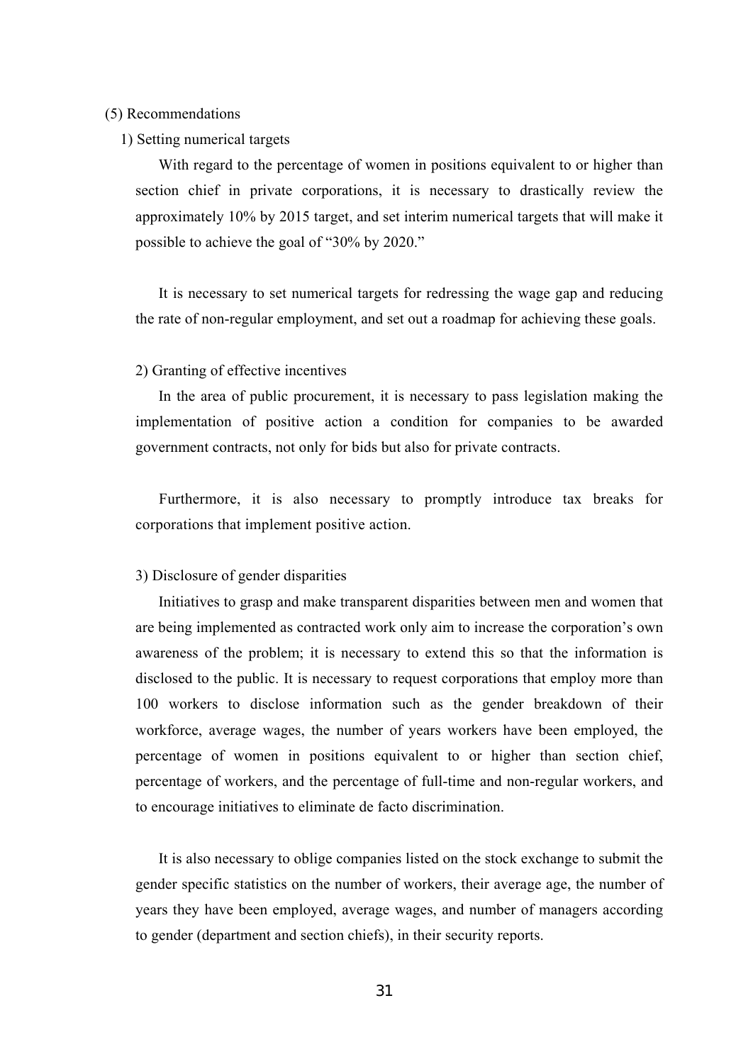## (5) Recommendations

### 1) Setting numerical targets

With regard to the percentage of women in positions equivalent to or higher than section chief in private corporations, it is necessary to drastically review the approximately 10% by 2015 target, and set interim numerical targets that will make it possible to achieve the goal of "30% by 2020."

It is necessary to set numerical targets for redressing the wage gap and reducing the rate of non-regular employment, and set out a roadmap for achieving these goals.

### 2) Granting of effective incentives

In the area of public procurement, it is necessary to pass legislation making the implementation of positive action a condition for companies to be awarded government contracts, not only for bids but also for private contracts.

Furthermore, it is also necessary to promptly introduce tax breaks for corporations that implement positive action.

### 3) Disclosure of gender disparities

Initiatives to grasp and make transparent disparities between men and women that are being implemented as contracted work only aim to increase the corporation's own awareness of the problem; it is necessary to extend this so that the information is disclosed to the public. It is necessary to request corporations that employ more than 100 workers to disclose information such as the gender breakdown of their workforce, average wages, the number of years workers have been employed, the percentage of women in positions equivalent to or higher than section chief, percentage of workers, and the percentage of full-time and non-regular workers, and to encourage initiatives to eliminate de facto discrimination.

It is also necessary to oblige companies listed on the stock exchange to submit the gender specific statistics on the number of workers, their average age, the number of years they have been employed, average wages, and number of managers according to gender (department and section chiefs), in their security reports.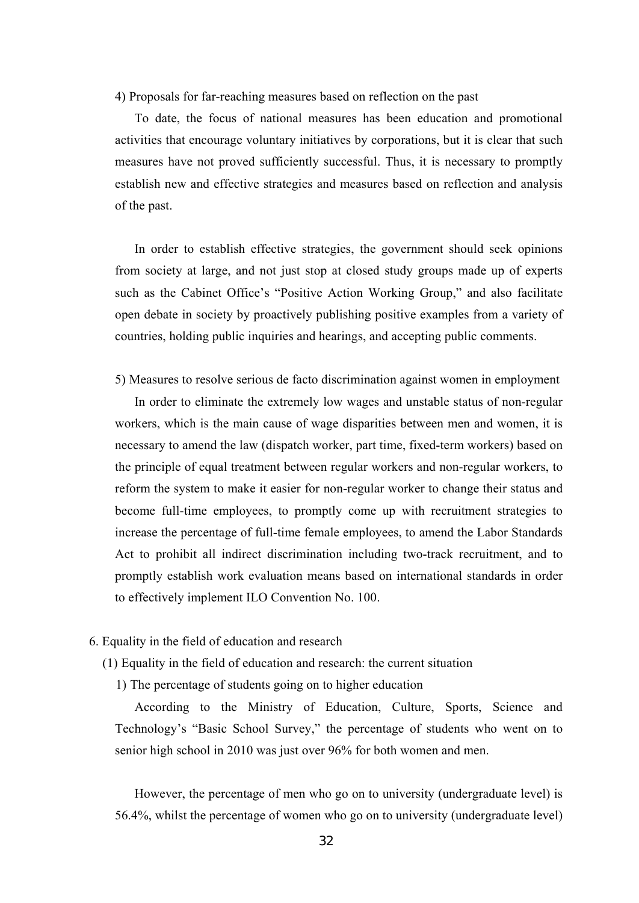4) Proposals for far-reaching measures based on reflection on the past

To date, the focus of national measures has been education and promotional activities that encourage voluntary initiatives by corporations, but it is clear that such measures have not proved sufficiently successful. Thus, it is necessary to promptly establish new and effective strategies and measures based on reflection and analysis of the past.

In order to establish effective strategies, the government should seek opinions from society at large, and not just stop at closed study groups made up of experts such as the Cabinet Office's "Positive Action Working Group," and also facilitate open debate in society by proactively publishing positive examples from a variety of countries, holding public inquiries and hearings, and accepting public comments.

5) Measures to resolve serious de facto discrimination against women in employment

In order to eliminate the extremely low wages and unstable status of non-regular workers, which is the main cause of wage disparities between men and women, it is necessary to amend the law (dispatch worker, part time, fixed-term workers) based on the principle of equal treatment between regular workers and non-regular workers, to reform the system to make it easier for non-regular worker to change their status and become full-time employees, to promptly come up with recruitment strategies to increase the percentage of full-time female employees, to amend the Labor Standards Act to prohibit all indirect discrimination including two-track recruitment, and to promptly establish work evaluation means based on international standards in order to effectively implement ILO Convention No. 100.

## 6. Equality in the field of education and research

### (1) Equality in the field of education and research: the current situation

#### 1) The percentage of students going on to higher education

According to the Ministry of Education, Culture, Sports, Science and Technology's "Basic School Survey," the percentage of students who went on to senior high school in 2010 was just over 96% for both women and men.

However, the percentage of men who go on to university (undergraduate level) is 56.4%, whilst the percentage of women who go on to university (undergraduate level)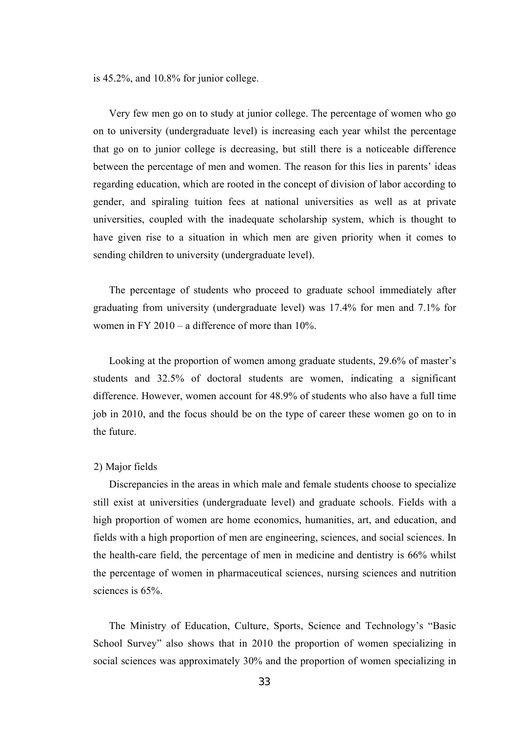is 45.2%, and 10.8% for junior college.

Very few men go on to study at junior college. The percentage of women who go on to university (undergraduate level) is increasing each year whilst the percentage that go on to junior college is decreasing, but still there is a noticeable difference between the percentage of men and women. The reason for this lies in parents' ideas regarding education, which are rooted in the concept of division of labor according to gender, and spiraling tuition fees at national universities as well as at private universities, coupled with the inadequate scholarship system, which is thought to have given rise to a situation in which men are given priority when it comes to sending children to university (undergraduate level).

The percentage of students who proceed to graduate school immediately after graduating from university (undergraduate level) was 17.4% for men and 7.1% for women in FY 2010 – a difference of more than 10%.

Looking at the proportion of women among graduate students, 29.6% of master's students and 32.5% of doctoral students are women, indicating a significant difference. However, women account for 48.9% of students who also have a full time job in 2010, and the focus should be on the type of career these women go on to in the future.

2) Major fields

Discrepancies in the areas in which male and female students choose to specialize still exist at universities (undergraduate level) and graduate schools. Fields with a high proportion of women are home economics, humanities, art, and education, and fields with a high proportion of men are engineering, sciences, and social sciences. In the health-care field, the percentage of men in medicine and dentistry is 66% whilst the percentage of women in pharmaceutical sciences, nursing sciences and nutrition sciences is 65%.

The Ministry of Education, Culture, Sports, Science and Technology's "Basic School Survey" also shows that in 2010 the proportion of women specializing in social sciences was approximately 30% and the proportion of women specializing in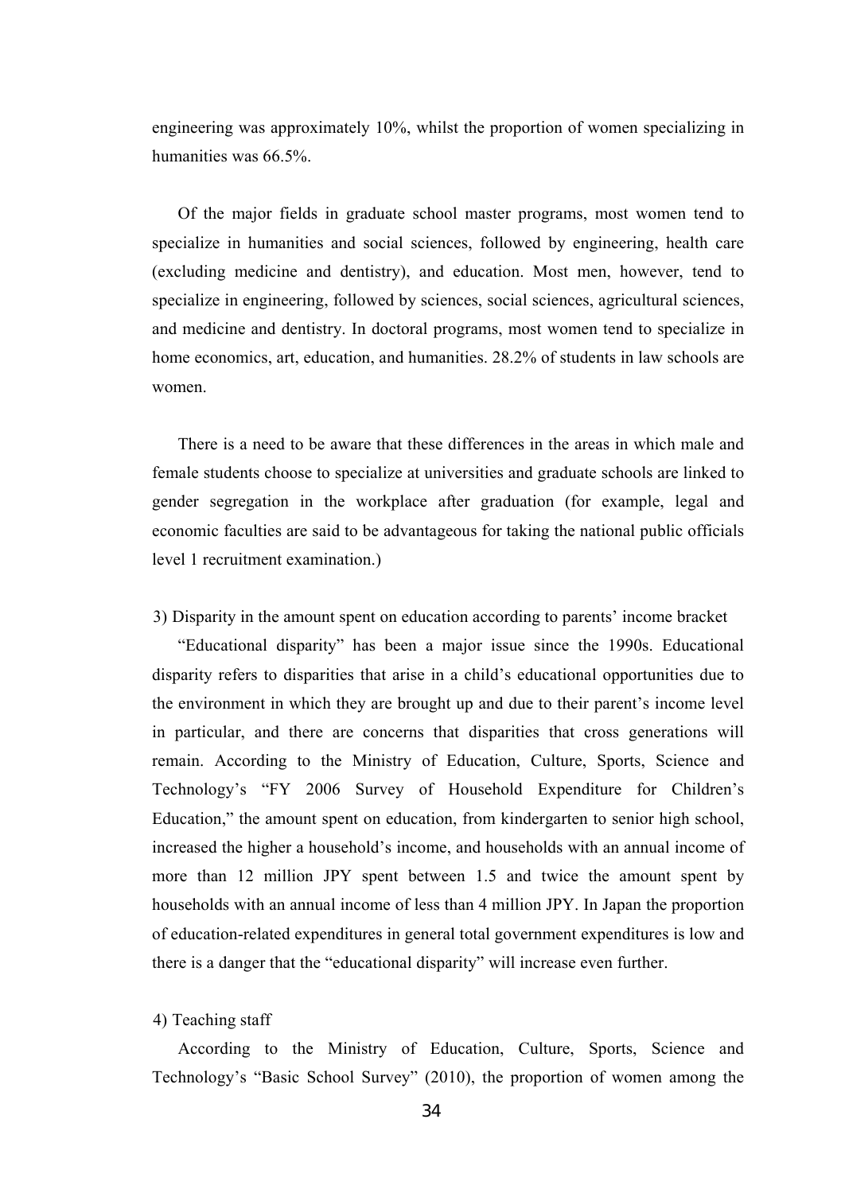engineering was approximately 10%, whilst the proportion of women specializing in humanities was 66.5%.

Of the major fields in graduate school master programs, most women tend to specialize in humanities and social sciences, followed by engineering, health care (excluding medicine and dentistry), and education. Most men, however, tend to specialize in engineering, followed by sciences, social sciences, agricultural sciences, and medicine and dentistry. In doctoral programs, most women tend to specialize in home economics, art, education, and humanities. 28.2% of students in law schools are women.

There is a need to be aware that these differences in the areas in which male and female students choose to specialize at universities and graduate schools are linked to gender segregation in the workplace after graduation (for example, legal and economic faculties are said to be advantageous for taking the national public officials level 1 recruitment examination.)

3) Disparity in the amount spent on education according to parents' income bracket

"Educational disparity" has been a major issue since the 1990s. Educational disparity refers to disparities that arise in a child's educational opportunities due to the environment in which they are brought up and due to their parent's income level in particular, and there are concerns that disparities that cross generations will remain. According to the Ministry of Education, Culture, Sports, Science and Technology's "FY 2006 Survey of Household Expenditure for Children's Education," the amount spent on education, from kindergarten to senior high school, increased the higher a household's income, and households with an annual income of more than 12 million JPY spent between 1.5 and twice the amount spent by households with an annual income of less than 4 million JPY. In Japan the proportion of education-related expenditures in general total government expenditures is low and there is a danger that the "educational disparity" will increase even further.

4) Teaching staff

According to the Ministry of Education, Culture, Sports, Science and Technology's "Basic School Survey" (2010), the proportion of women among the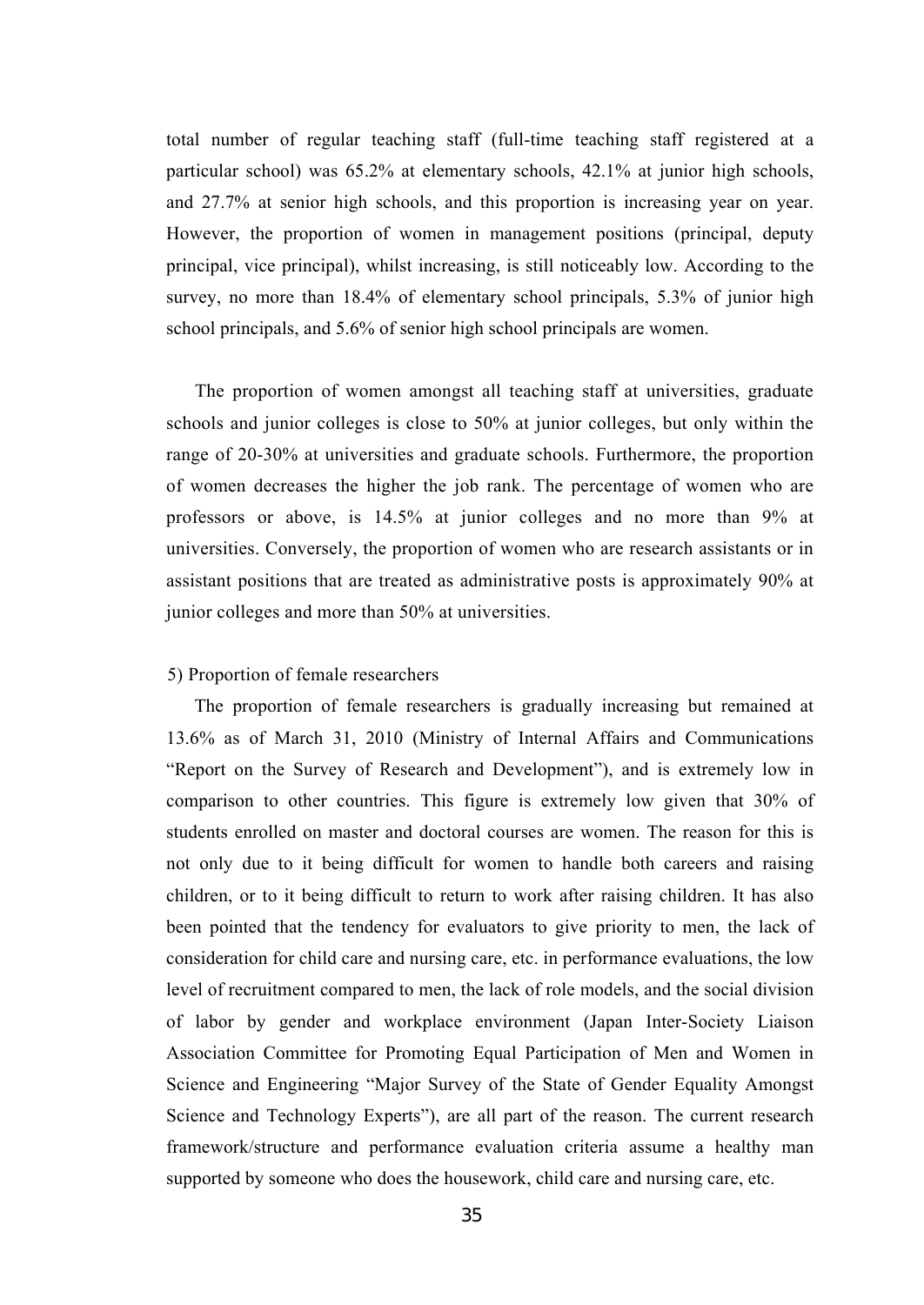total number of regular teaching staff (full-time teaching staff registered at a particular school) was 65.2% at elementary schools, 42.1% at junior high schools, and 27.7% at senior high schools, and this proportion is increasing year on year. However, the proportion of women in management positions (principal, deputy principal, vice principal), whilst increasing, is still noticeably low. According to the survey, no more than 18.4% of elementary school principals, 5.3% of junior high school principals, and 5.6% of senior high school principals are women.

The proportion of women amongst all teaching staff at universities, graduate schools and junior colleges is close to 50% at junior colleges, but only within the range of 20-30% at universities and graduate schools. Furthermore, the proportion of women decreases the higher the job rank. The percentage of women who are professors or above, is 14.5% at junior colleges and no more than 9% at universities. Conversely, the proportion of women who are research assistants or in assistant positions that are treated as administrative posts is approximately 90% at junior colleges and more than 50% at universities.

5) Proportion of female researchers

The proportion of female researchers is gradually increasing but remained at 13.6% as of March 31, 2010 (Ministry of Internal Affairs and Communications "Report on the Survey of Research and Development"), and is extremely low in comparison to other countries. This figure is extremely low given that 30% of students enrolled on master and doctoral courses are women. The reason for this is not only due to it being difficult for women to handle both careers and raising children, or to it being difficult to return to work after raising children. It has also been pointed that the tendency for evaluators to give priority to men, the lack of consideration for child care and nursing care, etc. in performance evaluations, the low level of recruitment compared to men, the lack of role models, and the social division of labor by gender and workplace environment (Japan Inter-Society Liaison Association Committee for Promoting Equal Participation of Men and Women in Science and Engineering "Major Survey of the State of Gender Equality Amongst Science and Technology Experts"), are all part of the reason. The current research framework/structure and performance evaluation criteria assume a healthy man supported by someone who does the housework, child care and nursing care, etc.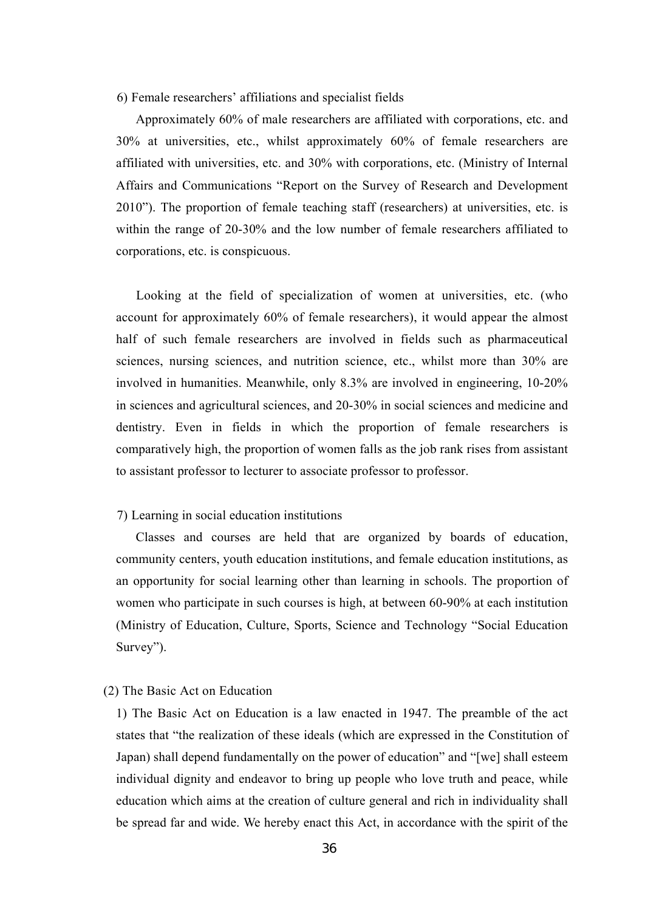6) Female researchers' affiliations and specialist fields

Approximately 60% of male researchers are affiliated with corporations, etc. and 30% at universities, etc., whilst approximately 60% of female researchers are affiliated with universities, etc. and 30% with corporations, etc. (Ministry of Internal Affairs and Communications "Report on the Survey of Research and Development 2010"). The proportion of female teaching staff (researchers) at universities, etc. is within the range of 20-30% and the low number of female researchers affiliated to corporations, etc. is conspicuous.

Looking at the field of specialization of women at universities, etc. (who account for approximately 60% of female researchers), it would appear the almost half of such female researchers are involved in fields such as pharmaceutical sciences, nursing sciences, and nutrition science, etc., whilst more than 30% are involved in humanities. Meanwhile, only 8.3% are involved in engineering, 10-20% in sciences and agricultural sciences, and 20-30% in social sciences and medicine and dentistry. Even in fields in which the proportion of female researchers is comparatively high, the proportion of women falls as the job rank rises from assistant to assistant professor to lecturer to associate professor to professor.

7) Learning in social education institutions

Classes and courses are held that are organized by boards of education, community centers, youth education institutions, and female education institutions, as an opportunity for social learning other than learning in schools. The proportion of women who participate in such courses is high, at between 60-90% at each institution (Ministry of Education, Culture, Sports, Science and Technology "Social Education Survey").

(2) The Basic Act on Education

1) The Basic Act on Education is a law enacted in 1947. The preamble of the act states that "the realization of these ideals (which are expressed in the Constitution of Japan) shall depend fundamentally on the power of education" and "[we] shall esteem individual dignity and endeavor to bring up people who love truth and peace, while education which aims at the creation of culture general and rich in individuality shall be spread far and wide. We hereby enact this Act, in accordance with the spirit of the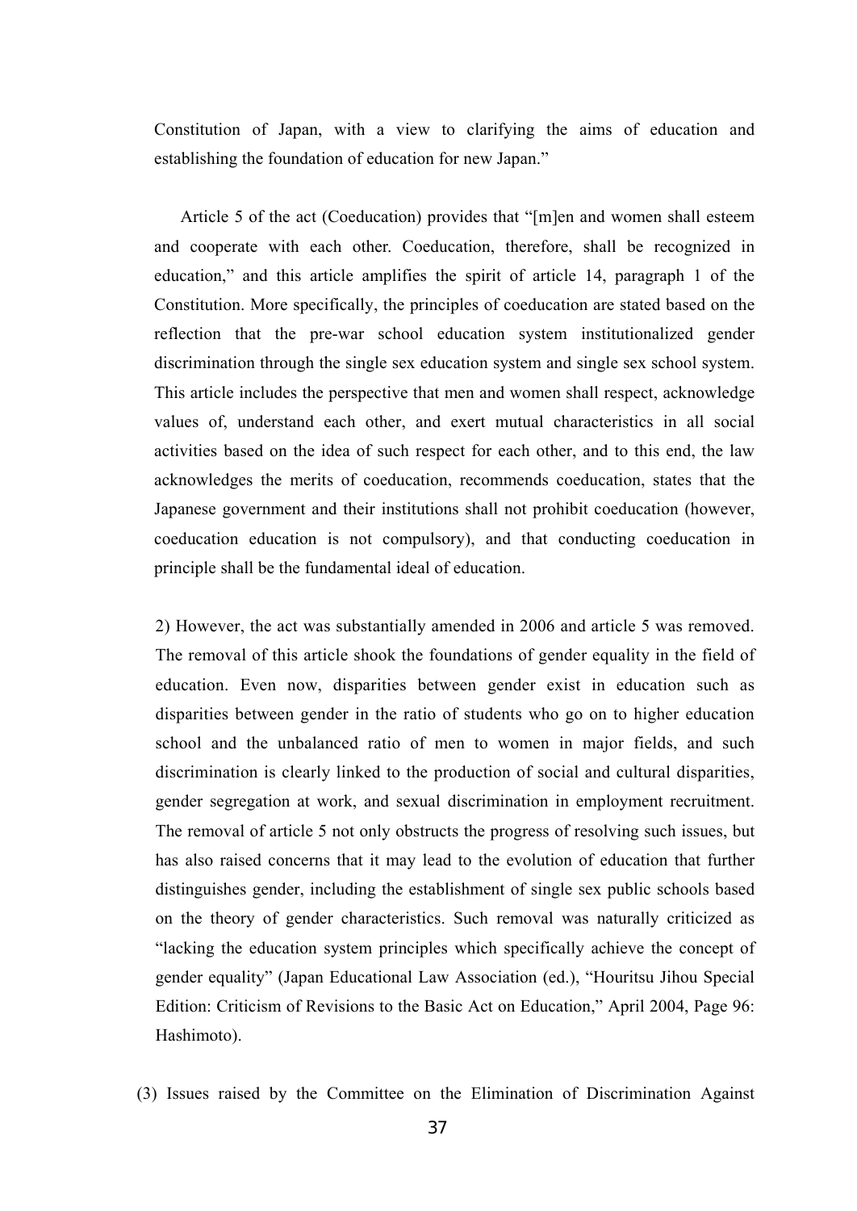Constitution of Japan, with a view to clarifying the aims of education and establishing the foundation of education for new Japan."

Article 5 of the act (Coeducation) provides that "[m]en and women shall esteem and cooperate with each other. Coeducation, therefore, shall be recognized in education," and this article amplifies the spirit of article 14, paragraph 1 of the Constitution. More specifically, the principles of coeducation are stated based on the reflection that the pre-war school education system institutionalized gender discrimination through the single sex education system and single sex school system. This article includes the perspective that men and women shall respect, acknowledge values of, understand each other, and exert mutual characteristics in all social activities based on the idea of such respect for each other, and to this end, the law acknowledges the merits of coeducation, recommends coeducation, states that the Japanese government and their institutions shall not prohibit coeducation (however, coeducation education is not compulsory), and that conducting coeducation in principle shall be the fundamental ideal of education.

2) However, the act was substantially amended in 2006 and article 5 was removed. The removal of this article shook the foundations of gender equality in the field of education. Even now, disparities between gender exist in education such as disparities between gender in the ratio of students who go on to higher education school and the unbalanced ratio of men to women in major fields, and such discrimination is clearly linked to the production of social and cultural disparities, gender segregation at work, and sexual discrimination in employment recruitment. The removal of article 5 not only obstructs the progress of resolving such issues, but has also raised concerns that it may lead to the evolution of education that further distinguishes gender, including the establishment of single sex public schools based on the theory of gender characteristics. Such removal was naturally criticized as "lacking the education system principles which specifically achieve the concept of gender equality" (Japan Educational Law Association (ed.), "Houritsu Jihou Special Edition: Criticism of Revisions to the Basic Act on Education," April 2004, Page 96: Hashimoto).

(3) Issues raised by the Committee on the Elimination of Discrimination Against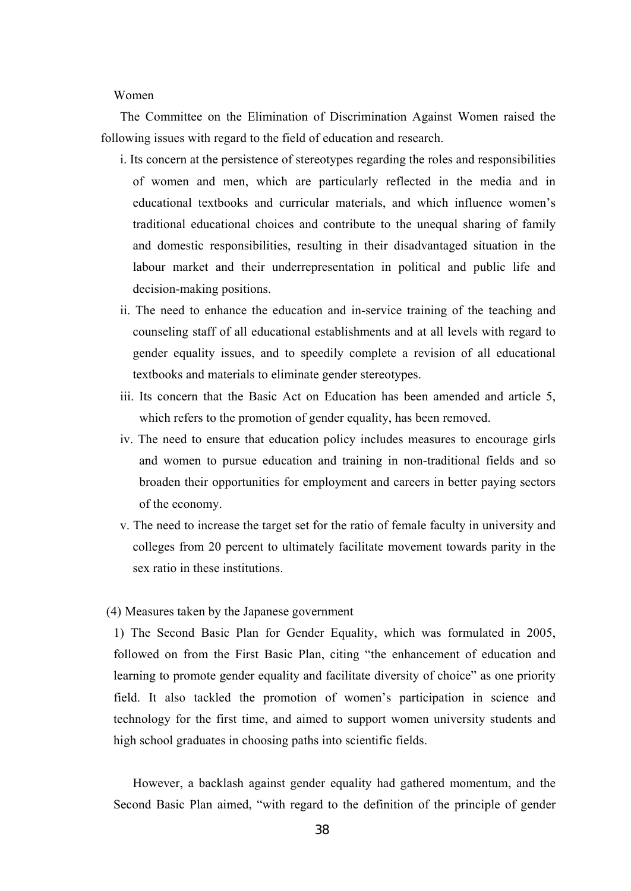Women

The Committee on the Elimination of Discrimination Against Women raised the following issues with regard to the field of education and research.

i. Its concern at the persistence of stereotypes regarding the roles and responsibilities of women and men, which are particularly reflected in the media and in educational textbooks and curricular materials, and which influence women's traditional educational choices and contribute to the unequal sharing of family and domestic responsibilities, resulting in their disadvantaged situation in the labour market and their underrepresentation in political and public life and decision-making positions.

ii. The need to enhance the education and in-service training of the teaching and counseling staff of all educational establishments and at all levels with regard to gender equality issues, and to speedily complete a revision of all educational textbooks and materials to eliminate gender stereotypes.

iii. Its concern that the Basic Act on Education has been amended and article 5, which refers to the promotion of gender equality, has been removed.

iv. The need to ensure that education policy includes measures to encourage girls and women to pursue education and training in non-traditional fields and so broaden their opportunities for employment and careers in better paying sectors of the economy.

v. The need to increase the target set for the ratio of female faculty in university and colleges from 20 percent to ultimately facilitate movement towards parity in the sex ratio in these institutions.

(4) Measures taken by the Japanese government

1) The Second Basic Plan for Gender Equality, which was formulated in 2005, followed on from the First Basic Plan, citing "the enhancement of education and learning to promote gender equality and facilitate diversity of choice" as one priority field. It also tackled the promotion of women's participation in science and technology for the first time, and aimed to support women university students and high school graduates in choosing paths into scientific fields.

However, a backlash against gender equality had gathered momentum, and the Second Basic Plan aimed, "with regard to the definition of the principle of gender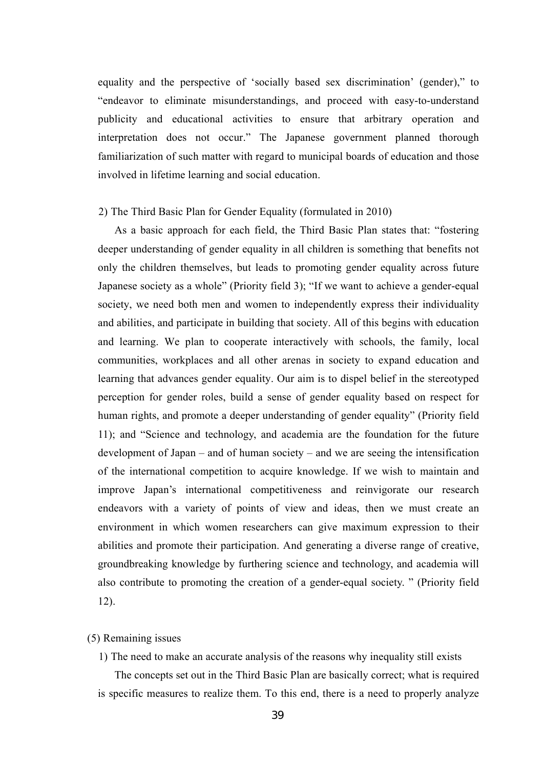equality and the perspective of 'socially based sex discrimination' (gender)," to "endeavor to eliminate misunderstandings, and proceed with easy-to-understand publicity and educational activities to ensure that arbitrary operation and interpretation does not occur." The Japanese government planned thorough familiarization of such matter with regard to municipal boards of education and those involved in lifetime learning and social education.

2) The Third Basic Plan for Gender Equality (formulated in 2010)

As a basic approach for each field, the Third Basic Plan states that: "fostering deeper understanding of gender equality in all children is something that benefits not only the children themselves, but leads to promoting gender equality across future Japanese society as a whole" (Priority field 3); "If we want to achieve a gender-equal society, we need both men and women to independently express their individuality and abilities, and participate in building that society. All of this begins with education and learning. We plan to cooperate interactively with schools, the family, local communities, workplaces and all other arenas in society to expand education and learning that advances gender equality. Our aim is to dispel belief in the stereotyped perception for gender roles, build a sense of gender equality based on respect for human rights, and promote a deeper understanding of gender equality" (Priority field 11); and "Science and technology, and academia are the foundation for the future development of Japan – and of human society – and we are seeing the intensification of the international competition to acquire knowledge. If we wish to maintain and improve Japan's international competitiveness and reinvigorate our research endeavors with a variety of points of view and ideas, then we must create an environment in which women researchers can give maximum expression to their abilities and promote their participation. And generating a diverse range of creative, groundbreaking knowledge by furthering science and technology, and academia will also contribute to promoting the creation of a gender-equal society. " (Priority field 12).

(5) Remaining issues

1) The need to make an accurate analysis of the reasons why inequality still exists

The concepts set out in the Third Basic Plan are basically correct; what is required is specific measures to realize them. To this end, there is a need to properly analyze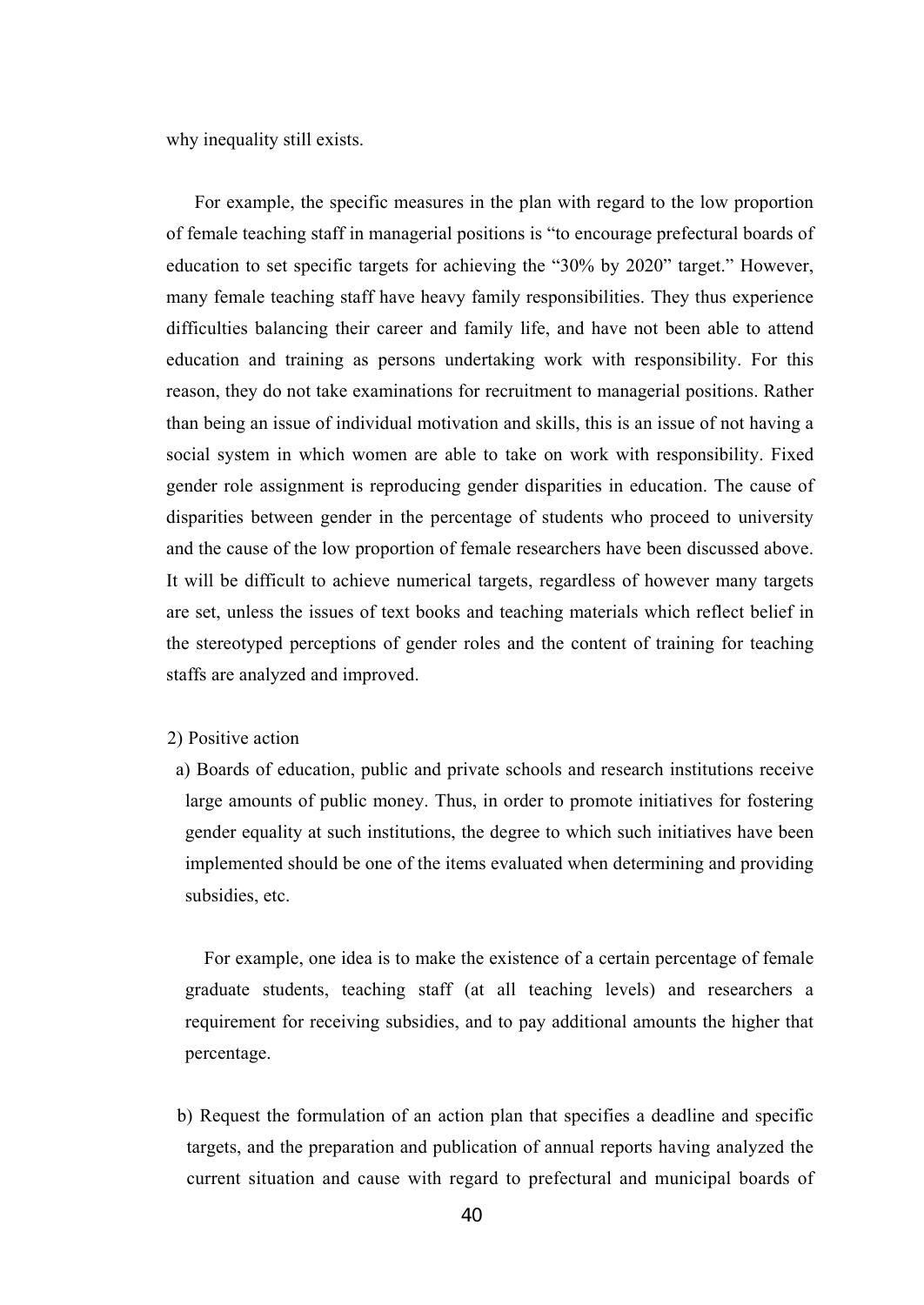why inequality still exists.

For example, the specific measures in the plan with regard to the low proportion of female teaching staff in managerial positions is "to encourage prefectural boards of education to set specific targets for achieving the "30% by 2020" target." However, many female teaching staff have heavy family responsibilities. They thus experience difficulties balancing their career and family life, and have not been able to attend education and training as persons undertaking work with responsibility. For this reason, they do not take examinations for recruitment to managerial positions. Rather than being an issue of individual motivation and skills, this is an issue of not having a social system in which women are able to take on work with responsibility. Fixed gender role assignment is reproducing gender disparities in education. The cause of disparities between gender in the percentage of students who proceed to university and the cause of the low proportion of female researchers have been discussed above. It will be difficult to achieve numerical targets, regardless of however many targets are set, unless the issues of text books and teaching materials which reflect belief in the stereotyped perceptions of gender roles and the content of training for teaching staffs are analyzed and improved.

2) Positive action

a) Boards of education, public and private schools and research institutions receive large amounts of public money. Thus, in order to promote initiatives for fostering gender equality at such institutions, the degree to which such initiatives have been implemented should be one of the items evaluated when determining and providing subsidies, etc.

For example, one idea is to make the existence of a certain percentage of female graduate students, teaching staff (at all teaching levels) and researchers a requirement for receiving subsidies, and to pay additional amounts the higher that percentage.

b) Request the formulation of an action plan that specifies a deadline and specific targets, and the preparation and publication of annual reports having analyzed the current situation and cause with regard to prefectural and municipal boards of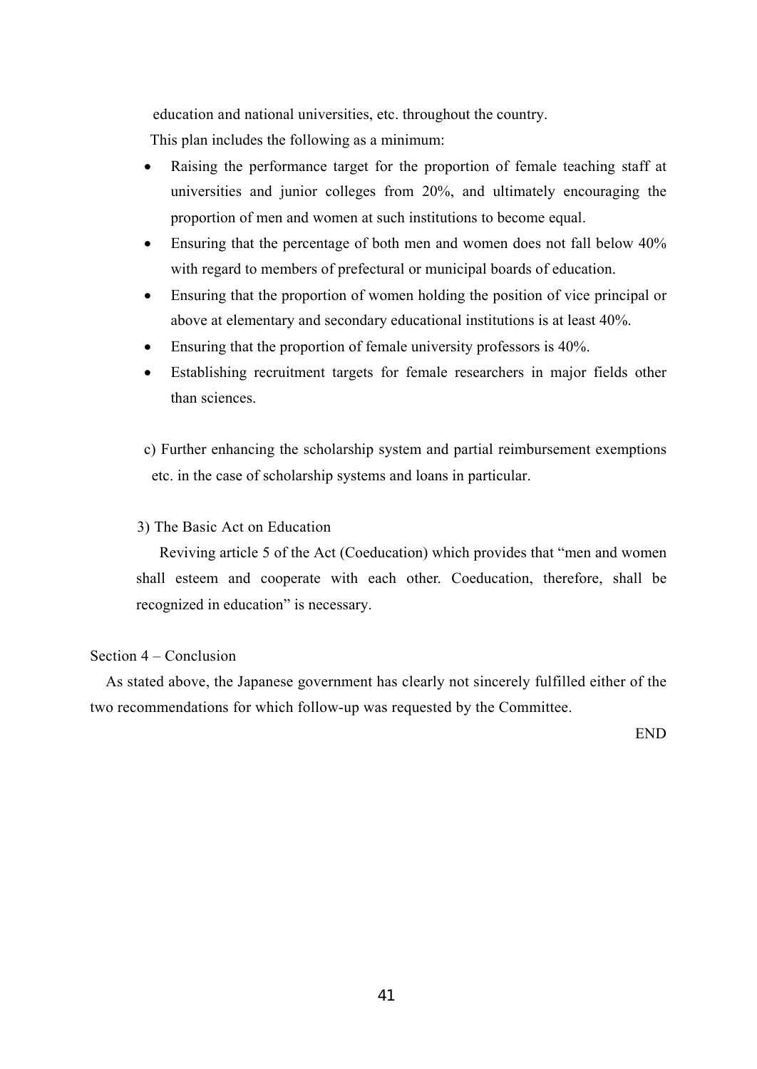education and national universities, etc. throughout the country.

This plan includes the following as a minimum:

- Raising the performance target for the proportion of female teaching staff at universities and junior colleges from 20%, and ultimately encouraging the proportion of men and women at such institutions to become equal.
- Ensuring that the percentage of both men and women does not fall below 40% with regard to members of prefectural or municipal boards of education.
- Ensuring that the proportion of women holding the position of vice principal or above at elementary and secondary educational institutions is at least 40%.
- Ensuring that the proportion of female university professors is 40%.
- Establishing recruitment targets for female researchers in major fields other than sciences.

c) Further enhancing the scholarship system and partial reimbursement exemptions etc. in the case of scholarship systems and loans in particular.

3) The Basic Act on Education

Reviving article 5 of the Act (Coeducation) which provides that “men and women shall esteem and cooperate with each other. Coeducation, therefore, shall be recognized in education” is necessary.

## Section 4 – Conclusion

As stated above, the Japanese government has clearly not sincerely fulfilled either of the two recommendations for which follow-up was requested by the Committee.

END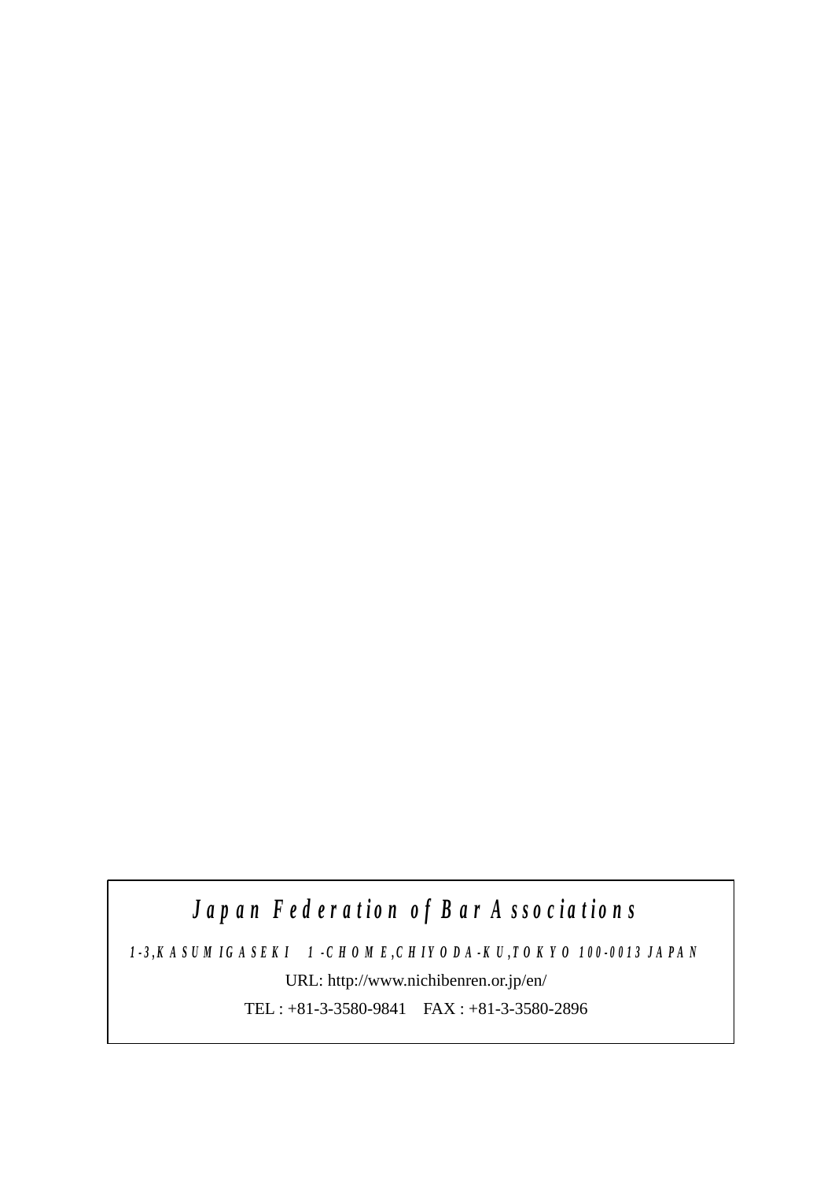***Japan Federation of Bar Associations***

***1-3,KASUMIGASEKI 1-CHOME,CHIYODA-KU,TOKYO 100-0013 JAPAN***

URL: http://www.nichibenren.or.jp/en/

TEL : +81-3-3580-9841 FAX : +81-3-3580-2896